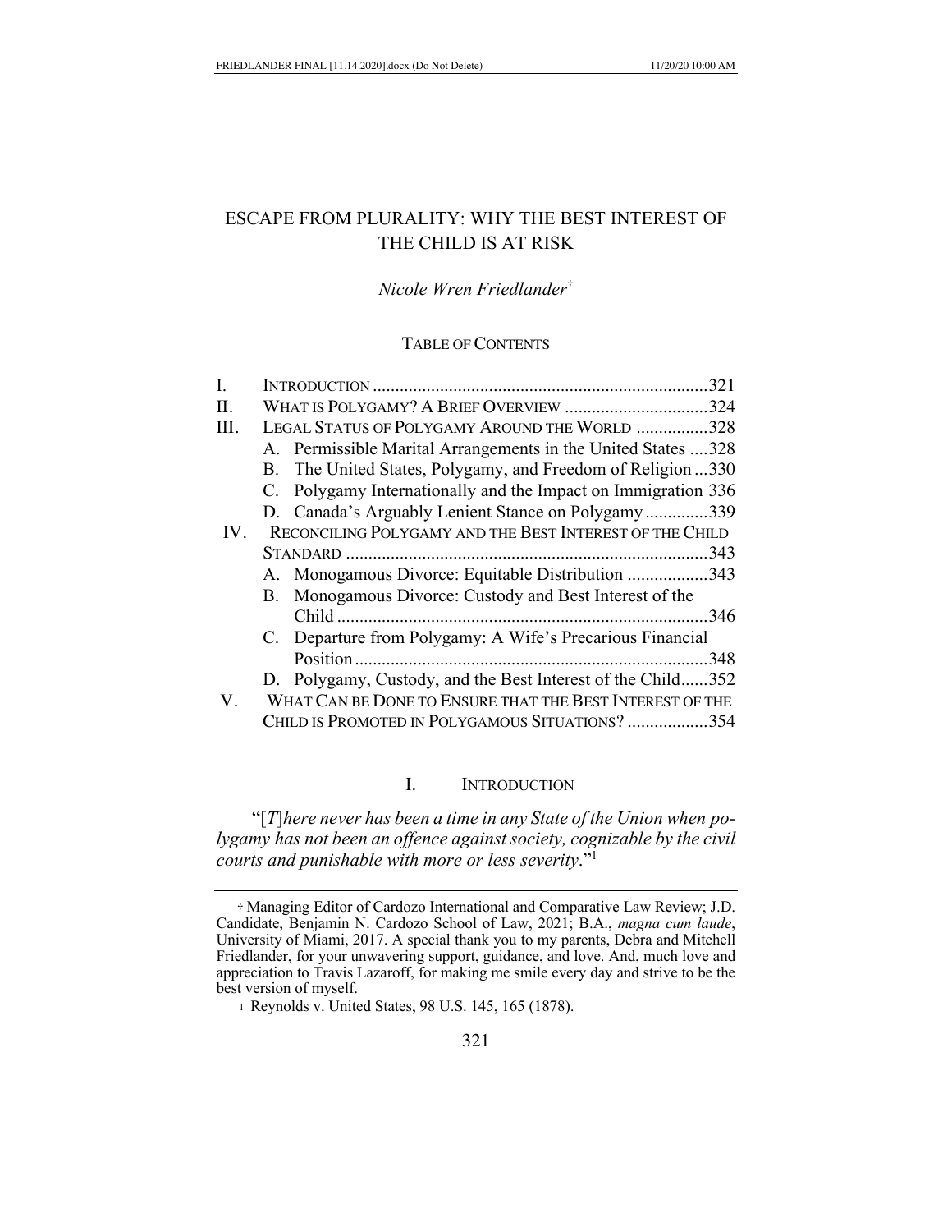# ESCAPE FROM PLURALITY: WHY THE BEST INTEREST OF THE CHILD IS AT RISK

*Nicole Wren Friedlander*[†]

TABLE OF CONTENTS

| | | |
|---|---|---|
| I. | INTRODUCTION | 321 |
| II. | WHAT IS POLYGAMY? A BRIEF OVERVIEW | 324 |
| III. | LEGAL STATUS OF POLYGAMY AROUND THE WORLD | 328 |
| | A. Permissible Marital Arrangements in the United States | 328 |
| | B. The United States, Polygamy, and Freedom of Religion | 330 |
| | C. Polygamy Internationally and the Impact on Immigration | 336 |
| | D. Canada's Arguably Lenient Stance on Polygamy | 339 |
| IV. | RECONCILING POLYGAMY AND THE BEST INTEREST OF THE CHILD STANDARD | 343 |
| | A. Monogamous Divorce: Equitable Distribution | 343 |
| | B. Monogamous Divorce: Custody and Best Interest of the Child | 346 |
| | C. Departure from Polygamy: A Wife's Precarious Financial Position | 348 |
| | D. Polygamy, Custody, and the Best Interest of the Child | 352 |
| V. | WHAT CAN BE DONE TO ENSURE THAT THE BEST INTEREST OF THE CHILD IS PROMOTED IN POLYGAMOUS SITUATIONS? | 354 |

## I. INTRODUCTION

"[*T*]*here never has been a time in any State of the Union when polygamy has not been an offence against society, cognizable by the civil courts and punishable with more or less severity*."[1]

---

† Managing Editor of Cardozo International and Comparative Law Review; J.D. Candidate, Benjamin N. Cardozo School of Law, 2021; B.A., *magna cum laude*, University of Miami, 2017. A special thank you to my parents, Debra and Mitchell Friedlander, for your unwavering support, guidance, and love. And, much love and appreciation to Travis Lazaroff, for making me smile every day and strive to be the best version of myself.

1 Reynolds v. United States, 98 U.S. 145, 165 (1878).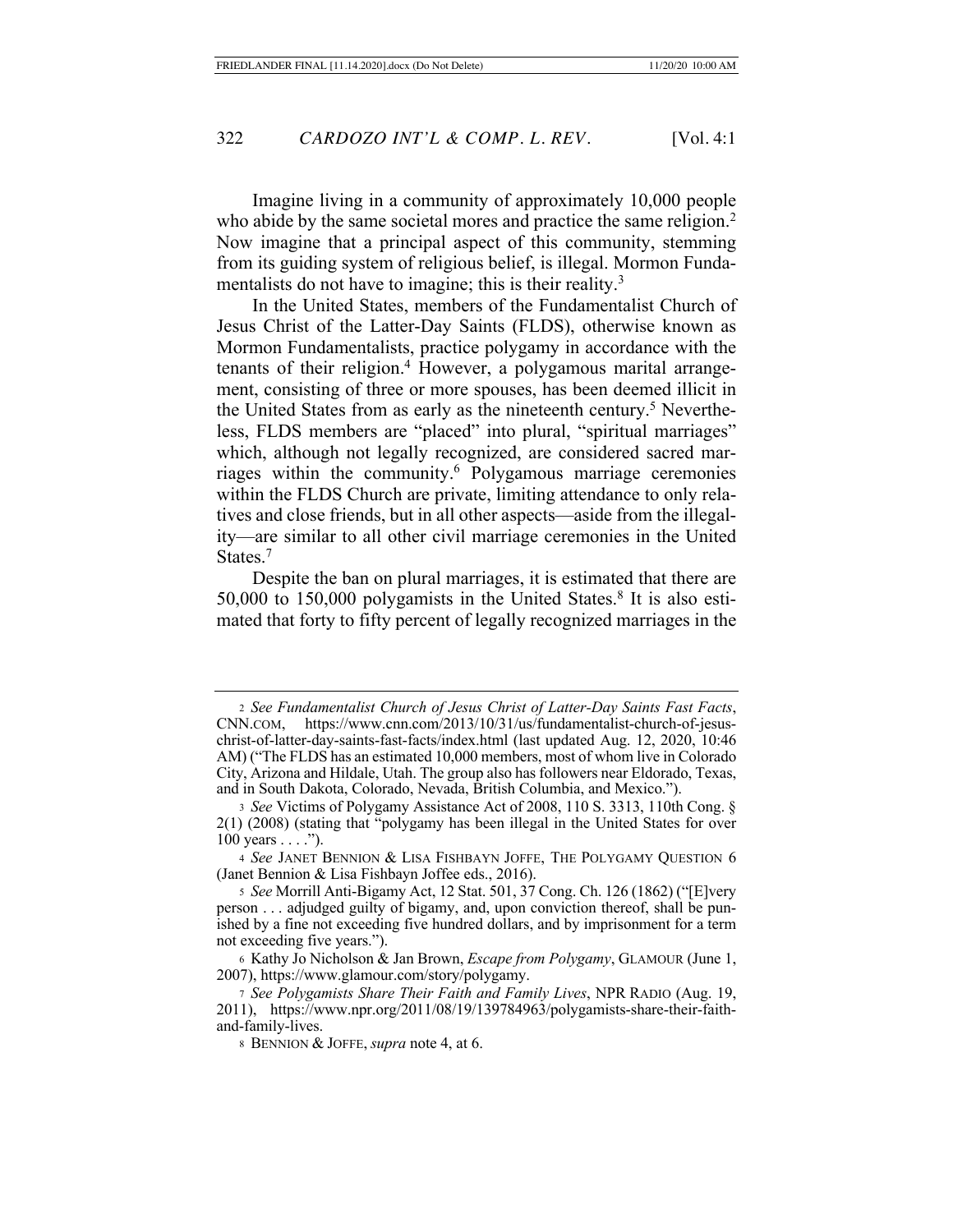Imagine living in a community of approximately 10,000 people who abide by the same societal mores and practice the same religion.[2] Now imagine that a principal aspect of this community, stemming from its guiding system of religious belief, is illegal. Mormon Fundamentalists do not have to imagine; this is their reality.[3]

In the United States, members of the Fundamentalist Church of Jesus Christ of the Latter-Day Saints (FLDS), otherwise known as Mormon Fundamentalists, practice polygamy in accordance with the tenants of their religion.[4] However, a polygamous marital arrangement, consisting of three or more spouses, has been deemed illicit in the United States from as early as the nineteenth century.[5] Nevertheless, FLDS members are "placed" into plural, "spiritual marriages" which, although not legally recognized, are considered sacred marriages within the community.[6] Polygamous marriage ceremonies within the FLDS Church are private, limiting attendance to only relatives and close friends, but in all other aspects—aside from the illegality—are similar to all other civil marriage ceremonies in the United States.[7]

Despite the ban on plural marriages, it is estimated that there are 50,000 to 150,000 polygamists in the United States.[8] It is also estimated that forty to fifty percent of legally recognized marriages in the

---

2 *See Fundamentalist Church of Jesus Christ of Latter-Day Saints Fast Facts*, CNN.COM, https://www.cnn.com/2013/10/31/us/fundamentalist-church-of-jesus-christ-of-latter-day-saints-fast-facts/index.html (last updated Aug. 12, 2020, 10:46 AM) ("The FLDS has an estimated 10,000 members, most of whom live in Colorado City, Arizona and Hildale, Utah. The group also has followers near Eldorado, Texas, and in South Dakota, Colorado, Nevada, British Columbia, and Mexico.").

3 *See* Victims of Polygamy Assistance Act of 2008, 110 S. 3313, 110th Cong. § 2(1) (2008) (stating that "polygamy has been illegal in the United States for over 100 years . . . .").

4 *See* JANET BENNION & LISA FISHBAYN JOFFE, THE POLYGAMY QUESTION 6 (Janet Bennion & Lisa Fishbayn Joffee eds., 2016).

5 *See* Morrill Anti-Bigamy Act, 12 Stat. 501, 37 Cong. Ch. 126 (1862) ("[E]very person . . . adjudged guilty of bigamy, and, upon conviction thereof, shall be punished by a fine not exceeding five hundred dollars, and by imprisonment for a term not exceeding five years.").

6 Kathy Jo Nicholson & Jan Brown, *Escape from Polygamy*, GLAMOUR (June 1, 2007), https://www.glamour.com/story/polygamy.

7 *See Polygamists Share Their Faith and Family Lives*, NPR RADIO (Aug. 19, 2011), https://www.npr.org/2011/08/19/139784903/polygamists-share-their-faith-and-family-lives.

8 BENNION & JOFFE, *supra* note 4, at 6.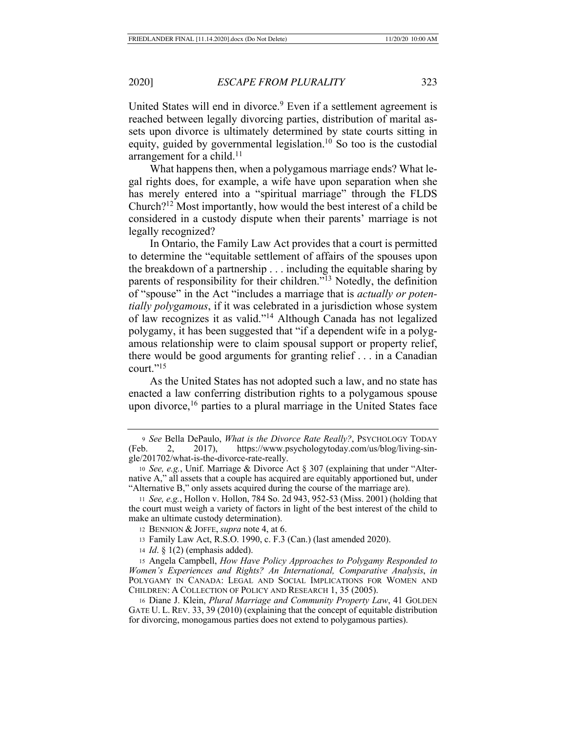United States will end in divorce.[9] Even if a settlement agreement is reached between legally divorcing parties, distribution of marital assets upon divorce is ultimately determined by state courts sitting in equity, guided by governmental legislation.[10] So too is the custodial arrangement for a child.[11]

What happens then, when a polygamous marriage ends? What legal rights does, for example, a wife have upon separation when she has merely entered into a "spiritual marriage" through the FLDS Church?[12] Most importantly, how would the best interest of a child be considered in a custody dispute when their parents' marriage is not legally recognized?

In Ontario, the Family Law Act provides that a court is permitted to determine the "equitable settlement of affairs of the spouses upon the breakdown of a partnership . . . including the equitable sharing by parents of responsibility for their children."[13] Notedly, the definition of "spouse" in the Act "includes a marriage that is *actually or potentially polygamous*, if it was celebrated in a jurisdiction whose system of law recognizes it as valid."[14] Although Canada has not legalized polygamy, it has been suggested that "if a dependent wife in a polygamous relationship were to claim spousal support or property relief, there would be good arguments for granting relief . . . in a Canadian court."[15]

As the United States has not adopted such a law, and no state has enacted a law conferring distribution rights to a polygamous spouse upon divorce,[16] parties to a plural marriage in the United States face

---

9 *See* Bella DePaulo, *What is the Divorce Rate Really?*, PSYCHOLOGY TODAY (Feb. 2, 2017), https://www.psychologytoday.com/us/blog/living-single/201702/what-is-the-divorce-rate-really.

10 *See, e.g.*, Unif. Marriage & Divorce Act § 307 (explaining that under "Alternative A," all assets that a couple has acquired are equitably apportioned but, under "Alternative B," only assets acquired during the course of the marriage are).

11 *See, e.g.*, Hollon v. Hollon, 784 So. 2d 943, 952-53 (Miss. 2001) (holding that the court must weigh a variety of factors in light of the best interest of the child to make an ultimate custody determination).

12 BENNION & JOFFE, *supra* note 4, at 6.

13 Family Law Act, R.S.O. 1990, c. F.3 (Can.) (last amended 2020).

14 *Id*. § 1(2) (emphasis added).

15 Angela Campbell, *How Have Policy Approaches to Polygamy Responded to Women's Experiences and Rights? An International, Comparative Analysis*, *in* POLYGAMY IN CANADA: LEGAL AND SOCIAL IMPLICATIONS FOR WOMEN AND CHILDREN: A COLLECTION OF POLICY AND RESEARCH 1, 35 (2005).

16 Diane J. Klein, *Plural Marriage and Community Property Law*, 41 GOLDEN GATE U. L. REV. 33, 39 (2010) (explaining that the concept of equitable distribution for divorcing, monogamous parties does not extend to polygamous parties).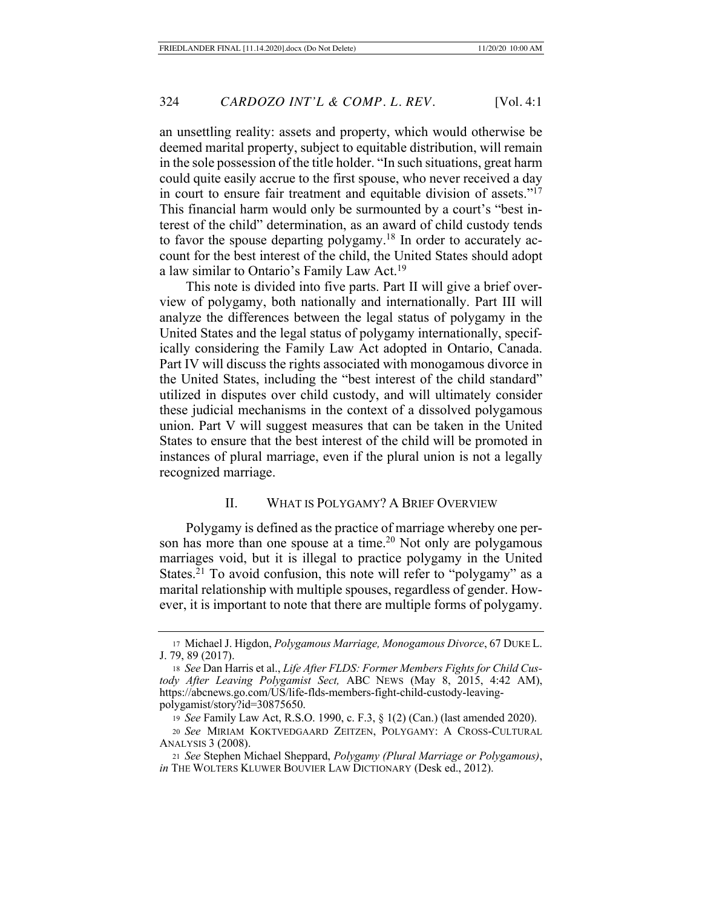an unsettling reality: assets and property, which would otherwise be deemed marital property, subject to equitable distribution, will remain in the sole possession of the title holder. "In such situations, great harm could quite easily accrue to the first spouse, who never received a day in court to ensure fair treatment and equitable division of assets."[17] This financial harm would only be surmounted by a court's "best interest of the child" determination, as an award of child custody tends to favor the spouse departing polygamy.[18] In order to accurately account for the best interest of the child, the United States should adopt a law similar to Ontario's Family Law Act.[19]

This note is divided into five parts. Part II will give a brief overview of polygamy, both nationally and internationally. Part III will analyze the differences between the legal status of polygamy in the United States and the legal status of polygamy internationally, specifically considering the Family Law Act adopted in Ontario, Canada. Part IV will discuss the rights associated with monogamous divorce in the United States, including the "best interest of the child standard" utilized in disputes over child custody, and will ultimately consider these judicial mechanisms in the context of a dissolved polygamous union. Part V will suggest measures that can be taken in the United States to ensure that the best interest of the child will be promoted in instances of plural marriage, even if the plural union is not a legally recognized marriage.

## II. WHAT IS POLYGAMY? A BRIEF OVERVIEW

Polygamy is defined as the practice of marriage whereby one person has more than one spouse at a time.[20] Not only are polygamous marriages void, but it is illegal to practice polygamy in the United States.[21] To avoid confusion, this note will refer to "polygamy" as a marital relationship with multiple spouses, regardless of gender. However, it is important to note that there are multiple forms of polygamy.

---

17 Michael J. Higdon, *Polygamous Marriage, Monogamous Divorce*, 67 DUKE L. J. 79, 89 (2017).

18 *See* Dan Harris et al., *Life After FLDS: Former Members Fights for Child Custody After Leaving Polygamist Sect,* ABC NEWS (May 8, 2015, 4:42 AM), https://abcnews.go.com/US/life-flds-members-fight-child-custody-leaving-polygamist/story?id=30875650.

19 *See* Family Law Act, R.S.O. 1990, c. F.3, § 1(2) (Can.) (last amended 2020).

20 *See* MIRIAM KOKTVEDGAARD ZEITZEN, POLYGAMY: A CROSS-CULTURAL ANALYSIS 3 (2008).

21 *See* Stephen Michael Sheppard, *Polygamy (Plural Marriage or Polygamous)*, *in* THE WOLTERS KLUWER BOUVIER LAW DICTIONARY (Desk ed., 2012).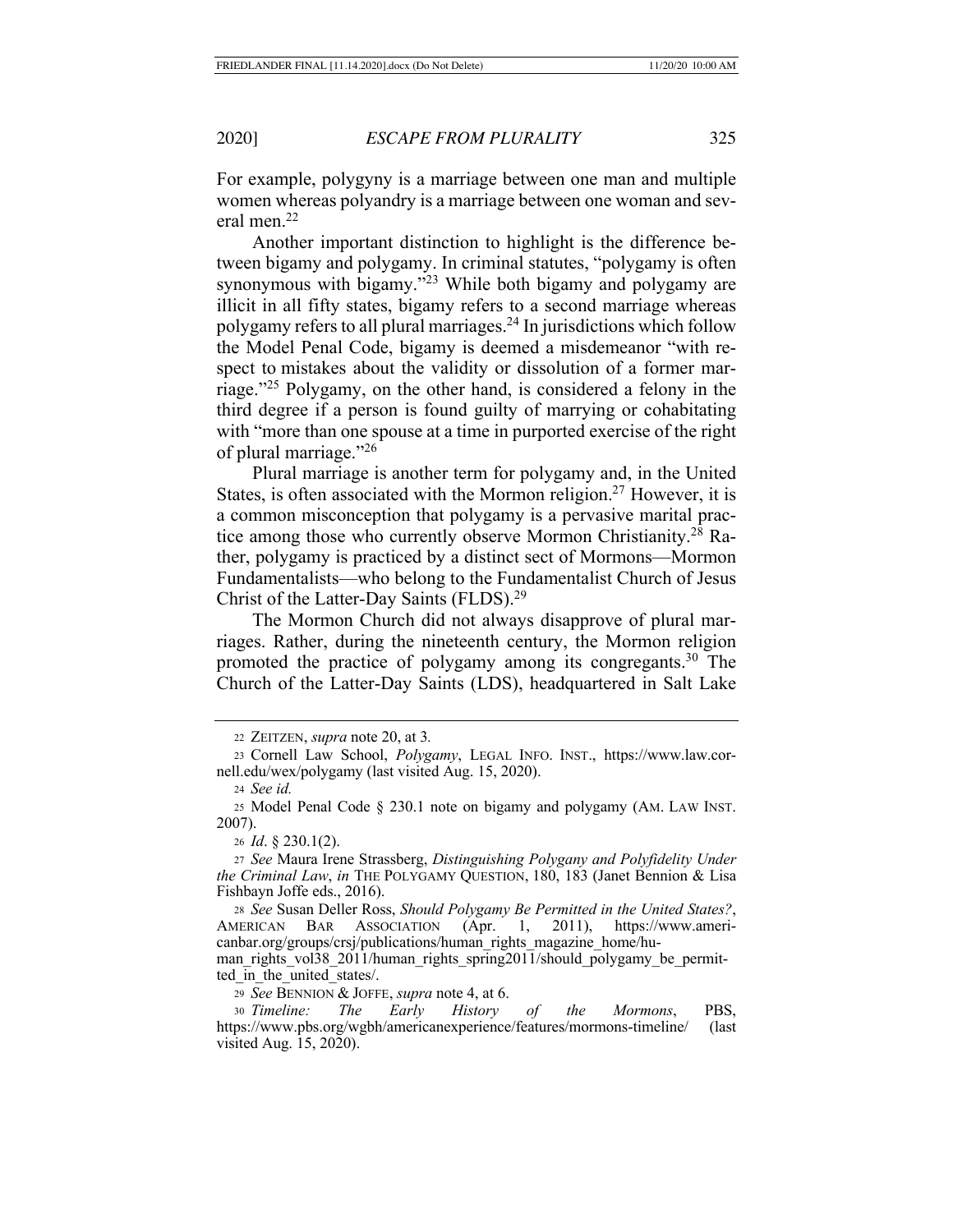For example, polygyny is a marriage between one man and multiple women whereas polyandry is a marriage between one woman and several men.[22]

Another important distinction to highlight is the difference between bigamy and polygamy. In criminal statutes, "polygamy is often synonymous with bigamy."[23] While both bigamy and polygamy are illicit in all fifty states, bigamy refers to a second marriage whereas polygamy refers to all plural marriages.[24] In jurisdictions which follow the Model Penal Code, bigamy is deemed a misdemeanor "with respect to mistakes about the validity or dissolution of a former marriage."[25] Polygamy, on the other hand, is considered a felony in the third degree if a person is found guilty of marrying or cohabitating with "more than one spouse at a time in purported exercise of the right of plural marriage."[26]

Plural marriage is another term for polygamy and, in the United States, is often associated with the Mormon religion.[27] However, it is a common misconception that polygamy is a pervasive marital practice among those who currently observe Mormon Christianity.[28] Rather, polygamy is practiced by a distinct sect of Mormons—Mormon Fundamentalists—who belong to the Fundamentalist Church of Jesus Christ of the Latter-Day Saints (FLDS).[29]

The Mormon Church did not always disapprove of plural marriages. Rather, during the nineteenth century, the Mormon religion promoted the practice of polygamy among its congregants.[30] The Church of the Latter-Day Saints (LDS), headquartered in Salt Lake

---

22 ZEITZEN, *supra* note 20, at 3.

23 Cornell Law School, *Polygamy*, LEGAL INFO. INST., https://www.law.cornell.edu/wex/polygamy (last visited Aug. 15, 2020).

24 *See id.*

25 Model Penal Code § 230.1 note on bigamy and polygamy (AM. LAW INST. 2007).

26 *Id*. § 230.1(2).

27 *See* Maura Irene Strassberg, *Distinguishing Polygany and Polyfidelity Under the Criminal Law*, *in* THE POLYGAMY QUESTION, 180, 183 (Janet Bennion & Lisa Fishbayn Joffe eds., 2016).

28 *See* Susan Deller Ross, *Should Polygamy Be Permitted in the United States?*, AMERICAN BAR ASSOCIATION (Apr. 1, 2011), https://www.americanbar.org/groups/crsj/publications/human_rights_magazine_home/human_rights_vol38_2011/human_rights_spring2011/should_polygamy_be_permitted_in_the_united_states/.

29 *See* BENNION & JOFFE, *supra* note 4, at 6.

30 *Timeline: The Early History of the Mormons*, PBS, https://www.pbs.org/wgbh/americanexperience/features/mormons-timeline/ (last visited Aug. 15, 2020).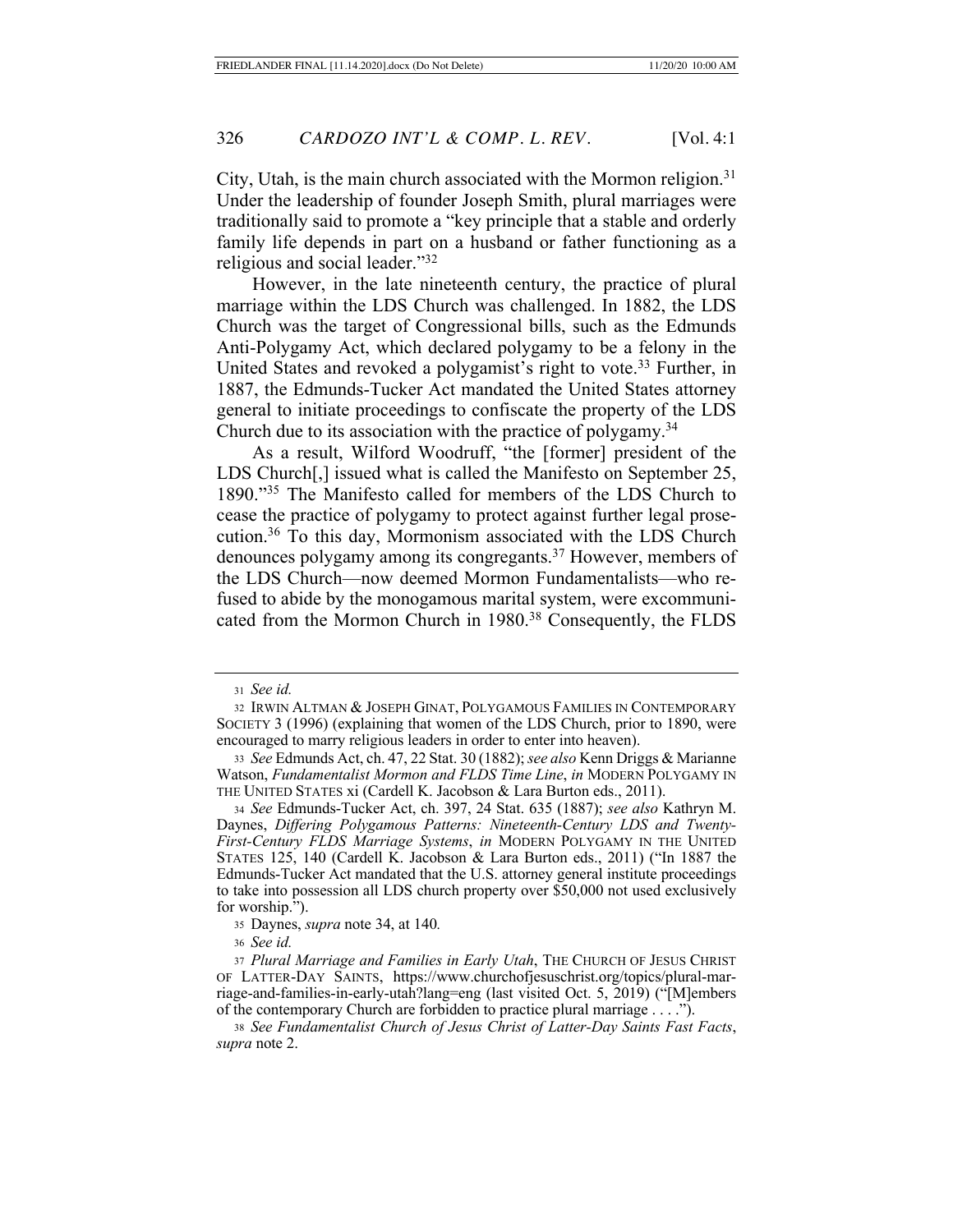City, Utah, is the main church associated with the Mormon religion.[31] Under the leadership of founder Joseph Smith, plural marriages were traditionally said to promote a "key principle that a stable and orderly family life depends in part on a husband or father functioning as a religious and social leader."[32]

However, in the late nineteenth century, the practice of plural marriage within the LDS Church was challenged. In 1882, the LDS Church was the target of Congressional bills, such as the Edmunds Anti-Polygamy Act, which declared polygamy to be a felony in the United States and revoked a polygamist's right to vote.[33] Further, in 1887, the Edmunds-Tucker Act mandated the United States attorney general to initiate proceedings to confiscate the property of the LDS Church due to its association with the practice of polygamy.[34]

As a result, Wilford Woodruff, "the [former] president of the LDS Church[,] issued what is called the Manifesto on September 25, 1890."[35] The Manifesto called for members of the LDS Church to cease the practice of polygamy to protect against further legal prosecution.[36] To this day, Mormonism associated with the LDS Church denounces polygamy among its congregants.[37] However, members of the LDS Church—now deemed Mormon Fundamentalists—who refused to abide by the monogamous marital system, were excommunicated from the Mormon Church in 1980.[38] Consequently, the FLDS

---

[31] *See id.*

[32] IRWIN ALTMAN & JOSEPH GINAT, POLYGAMOUS FAMILIES IN CONTEMPORARY SOCIETY 3 (1996) (explaining that women of the LDS Church, prior to 1890, were encouraged to marry religious leaders in order to enter into heaven).

[33] *See* Edmunds Act, ch. 47, 22 Stat. 30 (1882); *see also* Kenn Driggs & Marianne Watson, *Fundamentalist Mormon and FLDS Time Line*, *in* MODERN POLYGAMY IN THE UNITED STATES xi (Cardell K. Jacobson & Lara Burton eds., 2011).

[34] *See* Edmunds-Tucker Act, ch. 397, 24 Stat. 635 (1887); *see also* Kathryn M. Daynes, *Differing Polygamous Patterns: Nineteenth-Century LDS and Twenty-First-Century FLDS Marriage Systems*, *in* MODERN POLYGAMY IN THE UNITED STATES 125, 140 (Cardell K. Jacobson & Lara Burton eds., 2011) ("In 1887 the Edmunds-Tucker Act mandated that the U.S. attorney general institute proceedings to take into possession all LDS church property over $50,000 not used exclusively for worship.").

[35] Daynes, *supra* note 34, at 140*.*

[36] *See id.*

[37] *Plural Marriage and Families in Early Utah*, THE CHURCH OF JESUS CHRIST OF LATTER-DAY SAINTS, https://www.churchofjesuschrist.org/topics/plural-marriage-and-families-in-early-utah?lang=eng (last visited Oct. 5, 2019) ("[M]embers of the contemporary Church are forbidden to practice plural marriage . . . .").

[38] *See Fundamentalist Church of Jesus Christ of Latter-Day Saints Fast Facts*, *supra* note 2.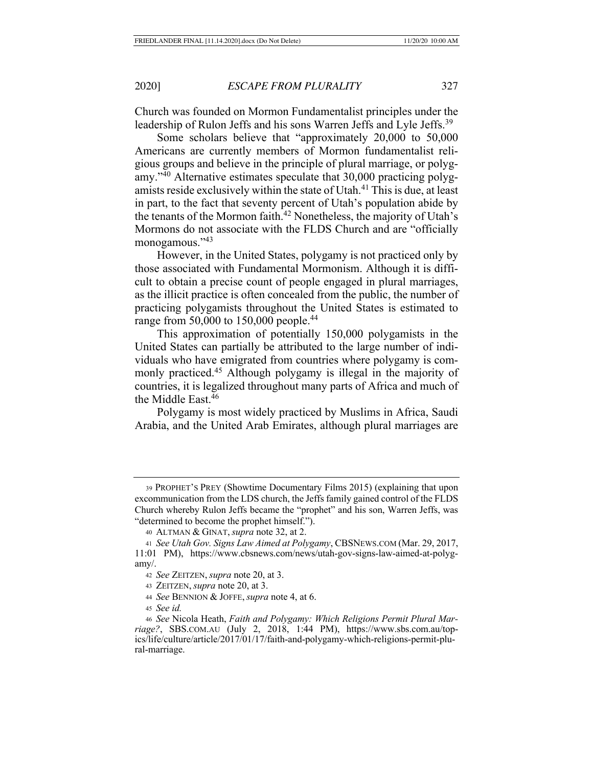Church was founded on Mormon Fundamentalist principles under the leadership of Rulon Jeffs and his sons Warren Jeffs and Lyle Jeffs.[39]

Some scholars believe that "approximately 20,000 to 50,000 Americans are currently members of Mormon fundamentalist religious groups and believe in the principle of plural marriage, or polygamy."[40] Alternative estimates speculate that 30,000 practicing polygamists reside exclusively within the state of Utah.[41] This is due, at least in part, to the fact that seventy percent of Utah's population abide by the tenants of the Mormon faith.[42] Nonetheless, the majority of Utah's Mormons do not associate with the FLDS Church and are "officially monogamous."[43]

However, in the United States, polygamy is not practiced only by those associated with Fundamental Mormonism. Although it is difficult to obtain a precise count of people engaged in plural marriages, as the illicit practice is often concealed from the public, the number of practicing polygamists throughout the United States is estimated to range from 50,000 to 150,000 people.[44]

This approximation of potentially 150,000 polygamists in the United States can partially be attributed to the large number of individuals who have emigrated from countries where polygamy is commonly practiced.[45] Although polygamy is illegal in the majority of countries, it is legalized throughout many parts of Africa and much of the Middle East.[46]

Polygamy is most widely practiced by Muslims in Africa, Saudi Arabia, and the United Arab Emirates, although plural marriages are

---

39 PROPHET'S PREY (Showtime Documentary Films 2015) (explaining that upon excommunication from the LDS church, the Jeffs family gained control of the FLDS Church whereby Rulon Jeffs became the "prophet" and his son, Warren Jeffs, was "determined to become the prophet himself.").

40 ALTMAN & GINAT, *supra* note 32, at 2.

41 *See Utah Gov. Signs Law Aimed at Polygamy*, CBSNEWS.COM (Mar. 29, 2017, 11:01 PM), https://www.cbsnews.com/news/utah-gov-signs-law-aimed-at-polygamy/.

42 *See* ZEITZEN, *supra* note 20, at 3.

43 ZEITZEN, *supra* note 20, at 3.

44 *See* BENNION & JOFFE, *supra* note 4, at 6.

45 *See id.*

46 *See* Nicola Heath, *Faith and Polygamy: Which Religions Permit Plural Marriage?*, SBS.COM.AU (July 2, 2018, 1:44 PM), https://www.sbs.com.au/topics/life/culture/article/2017/01/17/faith-and-polygamy-which-religions-permit-plural-marriage.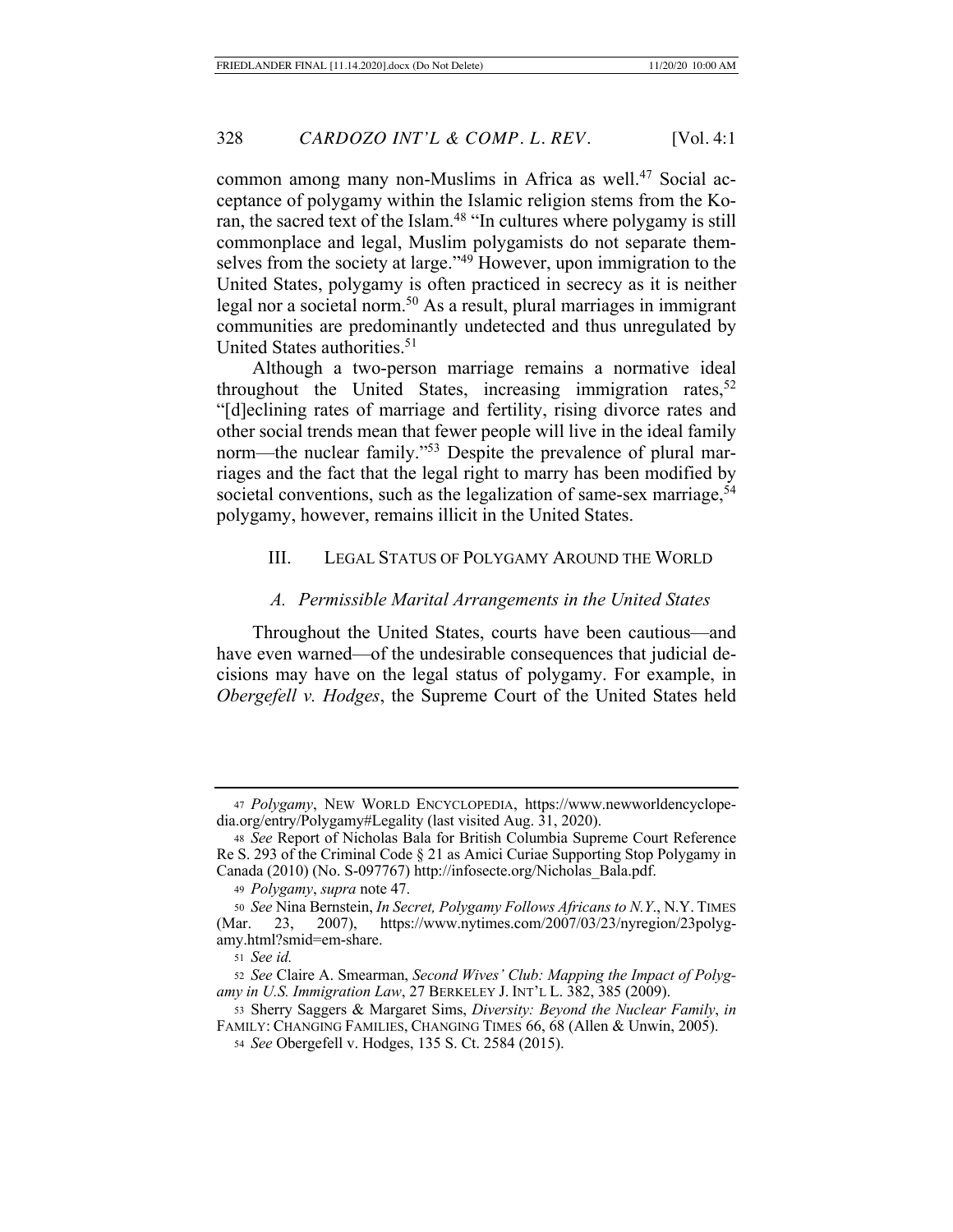common among many non-Muslims in Africa as well.[47] Social acceptance of polygamy within the Islamic religion stems from the Koran, the sacred text of the Islam.[48] "In cultures where polygamy is still commonplace and legal, Muslim polygamists do not separate themselves from the society at large."[49] However, upon immigration to the United States, polygamy is often practiced in secrecy as it is neither legal nor a societal norm.[50] As a result, plural marriages in immigrant communities are predominantly undetected and thus unregulated by United States authorities.[51]

Although a two-person marriage remains a normative ideal throughout the United States, increasing immigration rates,[52] "[d]eclining rates of marriage and fertility, rising divorce rates and other social trends mean that fewer people will live in the ideal family norm—the nuclear family."[53] Despite the prevalence of plural marriages and the fact that the legal right to marry has been modified by societal conventions, such as the legalization of same-sex marriage,[54] polygamy, however, remains illicit in the United States.

## III. LEGAL STATUS OF POLYGAMY AROUND THE WORLD

### *A. Permissible Marital Arrangements in the United States*

Throughout the United States, courts have been cautious—and have even warned—of the undesirable consequences that judicial decisions may have on the legal status of polygamy. For example, in *Obergefell v. Hodges*, the Supreme Court of the United States held

---

47 *Polygamy*, NEW WORLD ENCYCLOPEDIA, https://www.newworldencyclopedia.org/entry/Polygamy#Legality (last visited Aug. 31, 2020).

48 *See* Report of Nicholas Bala for British Columbia Supreme Court Reference Re S. 293 of the Criminal Code § 21 as Amici Curiae Supporting Stop Polygamy in Canada (2010) (No. S-097767) http://infosecte.org/Nicholas_Bala.pdf.

49 *Polygamy*, *supra* note 47.

50 *See* Nina Bernstein, *In Secret, Polygamy Follows Africans to N.Y.*, N.Y. TIMES (Mar. 23, 2007), https://www.nytimes.com/2007/03/23/nyregion/23polygamy.html?smid=em-share.

51 *See id.*

52 *See* Claire A. Smearman, *Second Wives' Club: Mapping the Impact of Polygamy in U.S. Immigration Law*, 27 BERKELEY J. INT'L L. 382, 385 (2009).

53 Sherry Saggers & Margaret Sims, *Diversity: Beyond the Nuclear Family*, *in* FAMILY: CHANGING FAMILIES, CHANGING TIMES 66, 68 (Allen & Unwin, 2005).

54 *See* Obergefell v. Hodges, 135 S. Ct. 2584 (2015).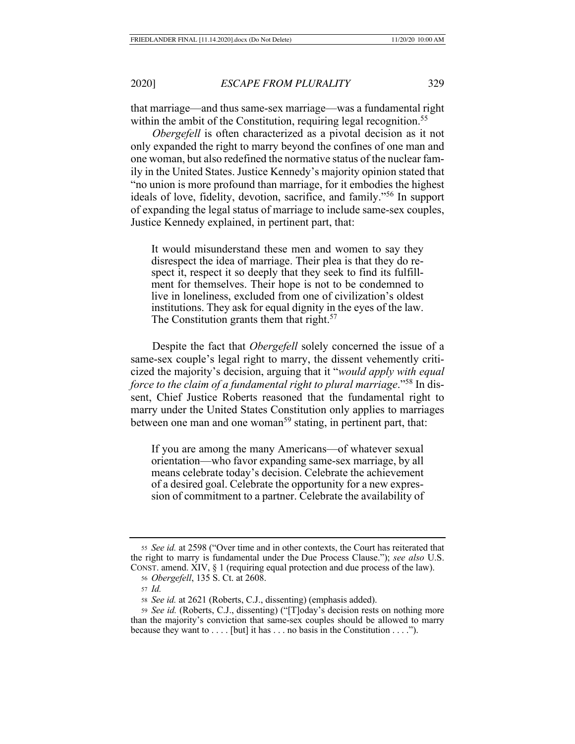that marriage—and thus same-sex marriage—was a fundamental right within the ambit of the Constitution, requiring legal recognition.[55]

*Obergefell* is often characterized as a pivotal decision as it not only expanded the right to marry beyond the confines of one man and one woman, but also redefined the normative status of the nuclear family in the United States. Justice Kennedy's majority opinion stated that "no union is more profound than marriage, for it embodies the highest ideals of love, fidelity, devotion, sacrifice, and family."[56] In support of expanding the legal status of marriage to include same-sex couples, Justice Kennedy explained, in pertinent part, that:

> It would misunderstand these men and women to say they disrespect the idea of marriage. Their plea is that they do respect it, respect it so deeply that they seek to find its fulfillment for themselves. Their hope is not to be condemned to live in loneliness, excluded from one of civilization's oldest institutions. They ask for equal dignity in the eyes of the law. The Constitution grants them that right.[57]

Despite the fact that *Obergefell* solely concerned the issue of a same-sex couple's legal right to marry, the dissent vehemently criticized the majority's decision, arguing that it "*would apply with equal force to the claim of a fundamental right to plural marriage*."[58] In dissent, Chief Justice Roberts reasoned that the fundamental right to marry under the United States Constitution only applies to marriages between one man and one woman[59] stating, in pertinent part, that:

> If you are among the many Americans—of whatever sexual orientation—who favor expanding same-sex marriage, by all means celebrate today's decision. Celebrate the achievement of a desired goal. Celebrate the opportunity for a new expression of commitment to a partner. Celebrate the availability of

---

55 *See id.* at 2598 ("Over time and in other contexts, the Court has reiterated that the right to marry is fundamental under the Due Process Clause."); *see also* U.S. CONST. amend. XIV, § 1 (requiring equal protection and due process of the law).

56 *Obergefell*, 135 S. Ct. at 2608.

57 *Id.*

58 *See id.* at 2621 (Roberts, C.J., dissenting) (emphasis added).

59 *See id.* (Roberts, C.J., dissenting) ("[T]oday's decision rests on nothing more than the majority's conviction that same-sex couples should be allowed to marry because they want to . . . . [but] it has . . . no basis in the Constitution . . . .").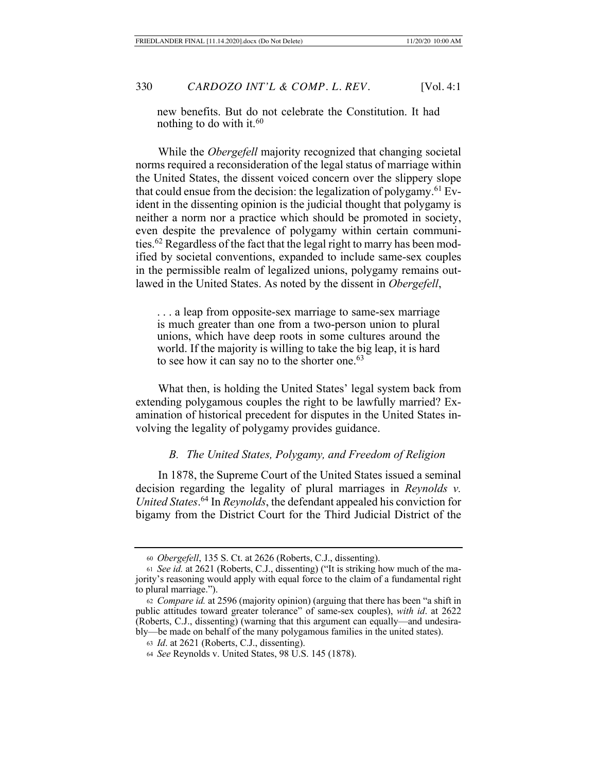new benefits. But do not celebrate the Constitution. It had nothing to do with it.[60]

While the *Obergefell* majority recognized that changing societal norms required a reconsideration of the legal status of marriage within the United States, the dissent voiced concern over the slippery slope that could ensue from the decision: the legalization of polygamy.[61] Evident in the dissenting opinion is the judicial thought that polygamy is neither a norm nor a practice which should be promoted in society, even despite the prevalence of polygamy within certain communities.[62] Regardless of the fact that the legal right to marry has been modified by societal conventions, expanded to include same-sex couples in the permissible realm of legalized unions, polygamy remains outlawed in the United States. As noted by the dissent in *Obergefell*,

> . . . a leap from opposite-sex marriage to same-sex marriage is much greater than one from a two-person union to plural unions, which have deep roots in some cultures around the world. If the majority is willing to take the big leap, it is hard to see how it can say no to the shorter one.[63]

What then, is holding the United States' legal system back from extending polygamous couples the right to be lawfully married? Examination of historical precedent for disputes in the United States involving the legality of polygamy provides guidance.

### *B. The United States, Polygamy, and Freedom of Religion*

In 1878, the Supreme Court of the United States issued a seminal decision regarding the legality of plural marriages in *Reynolds v. United States*.[64] In *Reynolds*, the defendant appealed his conviction for bigamy from the District Court for the Third Judicial District of the

---

[60] *Obergefell*, 135 S. Ct. at 2626 (Roberts, C.J., dissenting).

[61] *See id.* at 2621 (Roberts, C.J., dissenting) ("It is striking how much of the majority's reasoning would apply with equal force to the claim of a fundamental right to plural marriage.").

[62] *Compare id.* at 2596 (majority opinion) (arguing that there has been "a shift in public attitudes toward greater tolerance" of same-sex couples), *with id*. at 2622 (Roberts, C.J., dissenting) (warning that this argument can equally—and undesirably—be made on behalf of the many polygamous families in the united states).

[63] *Id*. at 2621 (Roberts, C.J., dissenting).

[64] *See* Reynolds v. United States, 98 U.S. 145 (1878).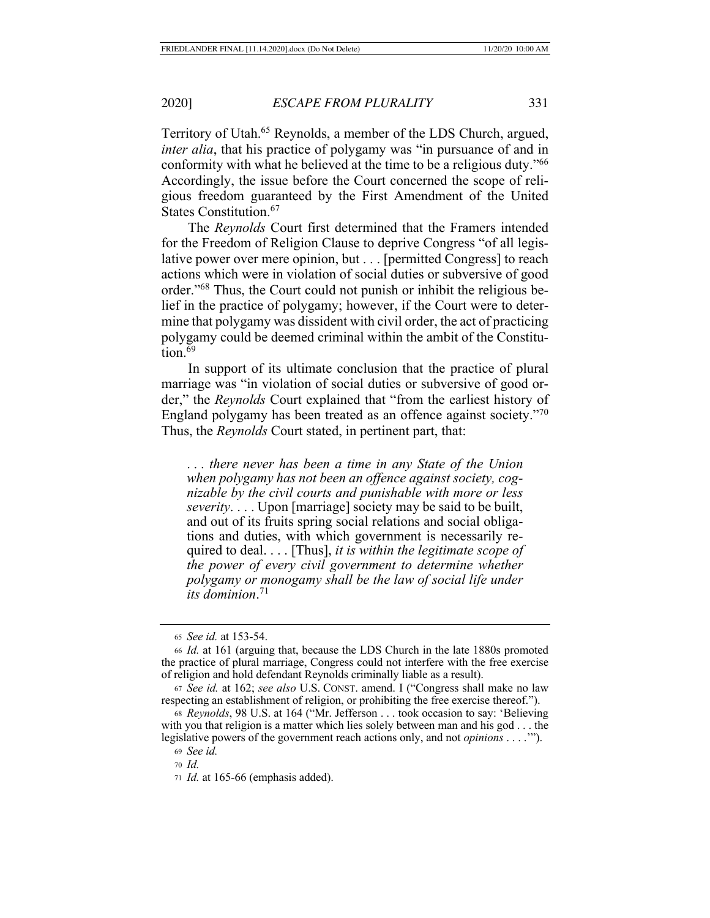Territory of Utah.[65] Reynolds, a member of the LDS Church, argued, *inter alia*, that his practice of polygamy was "in pursuance of and in conformity with what he believed at the time to be a religious duty."[66] Accordingly, the issue before the Court concerned the scope of religious freedom guaranteed by the First Amendment of the United States Constitution.[67]

The *Reynolds* Court first determined that the Framers intended for the Freedom of Religion Clause to deprive Congress "of all legislative power over mere opinion, but . . . [permitted Congress] to reach actions which were in violation of social duties or subversive of good order."[68] Thus, the Court could not punish or inhibit the religious belief in the practice of polygamy; however, if the Court were to determine that polygamy was dissident with civil order, the act of practicing polygamy could be deemed criminal within the ambit of the Constitution.[69]

In support of its ultimate conclusion that the practice of plural marriage was "in violation of social duties or subversive of good order," the *Reynolds* Court explained that "from the earliest history of England polygamy has been treated as an offence against society."[70] Thus, the *Reynolds* Court stated, in pertinent part, that:

> *. . . there never has been a time in any State of the Union when polygamy has not been an offence against society, cognizable by the civil courts and punishable with more or less severity*. . . . Upon [marriage] society may be said to be built, and out of its fruits spring social relations and social obligations and duties, with which government is necessarily required to deal. . . . [Thus], *it is within the legitimate scope of the power of every civil government to determine whether polygamy or monogamy shall be the law of social life under its dominion*.[71]

---

65 *See id.* at 153-54.

66 *Id.* at 161 (arguing that, because the LDS Church in the late 1880s promoted the practice of plural marriage, Congress could not interfere with the free exercise of religion and hold defendant Reynolds criminally liable as a result).

67 *See id.* at 162; *see also* U.S. CONST. amend. I ("Congress shall make no law respecting an establishment of religion, or prohibiting the free exercise thereof.").

68 *Reynolds*, 98 U.S. at 164 ("Mr. Jefferson . . . took occasion to say: 'Believing with you that religion is a matter which lies solely between man and his god . . . the legislative powers of the government reach actions only, and not *opinions* . . . .'").

69 *See id.*

70 *Id.*

71 *Id.* at 165-66 (emphasis added).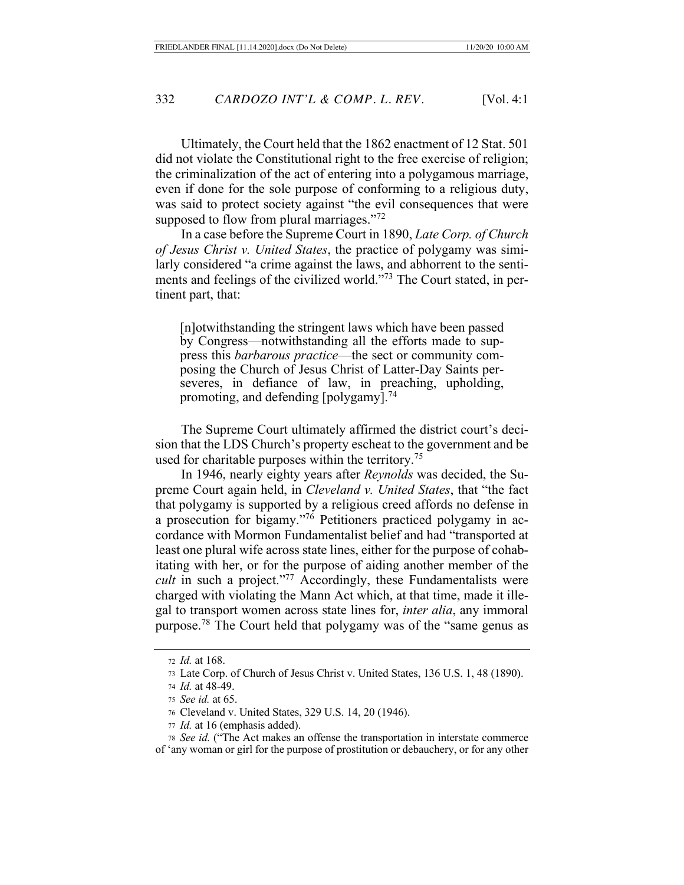Ultimately, the Court held that the 1862 enactment of 12 Stat. 501 did not violate the Constitutional right to the free exercise of religion; the criminalization of the act of entering into a polygamous marriage, even if done for the sole purpose of conforming to a religious duty, was said to protect society against "the evil consequences that were supposed to flow from plural marriages."[72]

In a case before the Supreme Court in 1890, *Late Corp. of Church of Jesus Christ v. United States*, the practice of polygamy was similarly considered "a crime against the laws, and abhorrent to the sentiments and feelings of the civilized world."[73] The Court stated, in pertinent part, that:

> [n]otwithstanding the stringent laws which have been passed by Congress—notwithstanding all the efforts made to suppress this *barbarous practice*—the sect or community composing the Church of Jesus Christ of Latter-Day Saints perseveres, in defiance of law, in preaching, upholding, promoting, and defending [polygamy].[74]

The Supreme Court ultimately affirmed the district court's decision that the LDS Church's property escheat to the government and be used for charitable purposes within the territory.[75]

In 1946, nearly eighty years after *Reynolds* was decided, the Supreme Court again held, in *Cleveland v. United States*, that "the fact that polygamy is supported by a religious creed affords no defense in a prosecution for bigamy."[76] Petitioners practiced polygamy in accordance with Mormon Fundamentalist belief and had "transported at least one plural wife across state lines, either for the purpose of cohabitating with her, or for the purpose of aiding another member of the *cult* in such a project."[77] Accordingly, these Fundamentalists were charged with violating the Mann Act which, at that time, made it illegal to transport women across state lines for, *inter alia*, any immoral purpose.[78] The Court held that polygamy was of the "same genus as

---

72 *Id.* at 168.

73 Late Corp. of Church of Jesus Christ v. United States, 136 U.S. 1, 48 (1890).

74 *Id.* at 48-49.

75 *See id.* at 65.

76 Cleveland v. United States, 329 U.S. 14, 20 (1946).

77 *Id.* at 16 (emphasis added).

78 *See id.* ("The Act makes an offense the transportation in interstate commerce of 'any woman or girl for the purpose of prostitution or debauchery, or for any other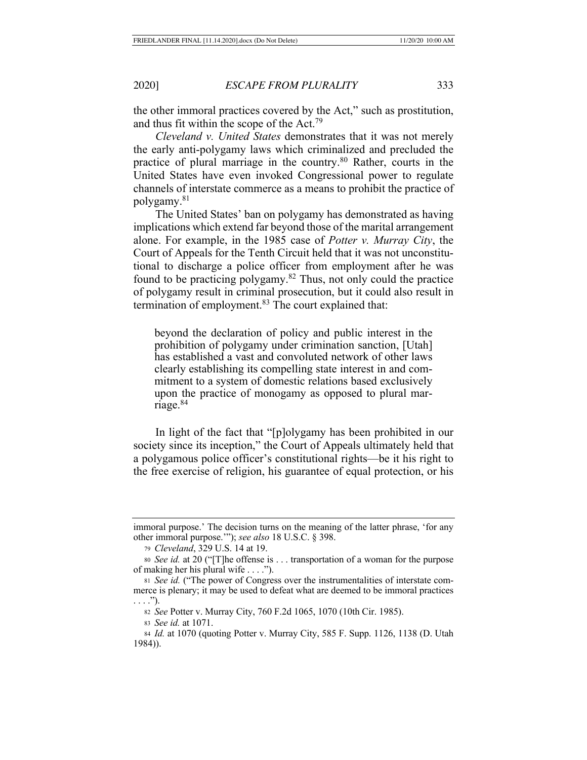the other immoral practices covered by the Act," such as prostitution, and thus fit within the scope of the Act.[79]

*Cleveland v. United States* demonstrates that it was not merely the early anti-polygamy laws which criminalized and precluded the practice of plural marriage in the country.[80] Rather, courts in the United States have even invoked Congressional power to regulate channels of interstate commerce as a means to prohibit the practice of polygamy.[81]

The United States' ban on polygamy has demonstrated as having implications which extend far beyond those of the marital arrangement alone. For example, in the 1985 case of *Potter v. Murray City*, the Court of Appeals for the Tenth Circuit held that it was not unconstitutional to discharge a police officer from employment after he was found to be practicing polygamy.[82] Thus, not only could the practice of polygamy result in criminal prosecution, but it could also result in termination of employment.[83] The court explained that:

> beyond the declaration of policy and public interest in the prohibition of polygamy under crimination sanction, [Utah] has established a vast and convoluted network of other laws clearly establishing its compelling state interest in and commitment to a system of domestic relations based exclusively upon the practice of monogamy as opposed to plural marriage.[84]

In light of the fact that "[p]olygamy has been prohibited in our society since its inception," the Court of Appeals ultimately held that a polygamous police officer's constitutional rights—be it his right to the free exercise of religion, his guarantee of equal protection, or his

---

immoral purpose.' The decision turns on the meaning of the latter phrase, 'for any other immoral purpose.'"); *see also* 18 U.S.C. § 398.

79 *Cleveland*, 329 U.S. 14 at 19.

80 *See id.* at 20 ("[T]he offense is . . . transportation of a woman for the purpose of making her his plural wife . . . .").

81 *See id.* ("The power of Congress over the instrumentalities of interstate commerce is plenary; it may be used to defeat what are deemed to be immoral practices . . . .").

82 *See* Potter v. Murray City, 760 F.2d 1065, 1070 (10th Cir. 1985).

83 *See id.* at 1071.

84 *Id.* at 1070 (quoting Potter v. Murray City, 585 F. Supp. 1126, 1138 (D. Utah 1984)).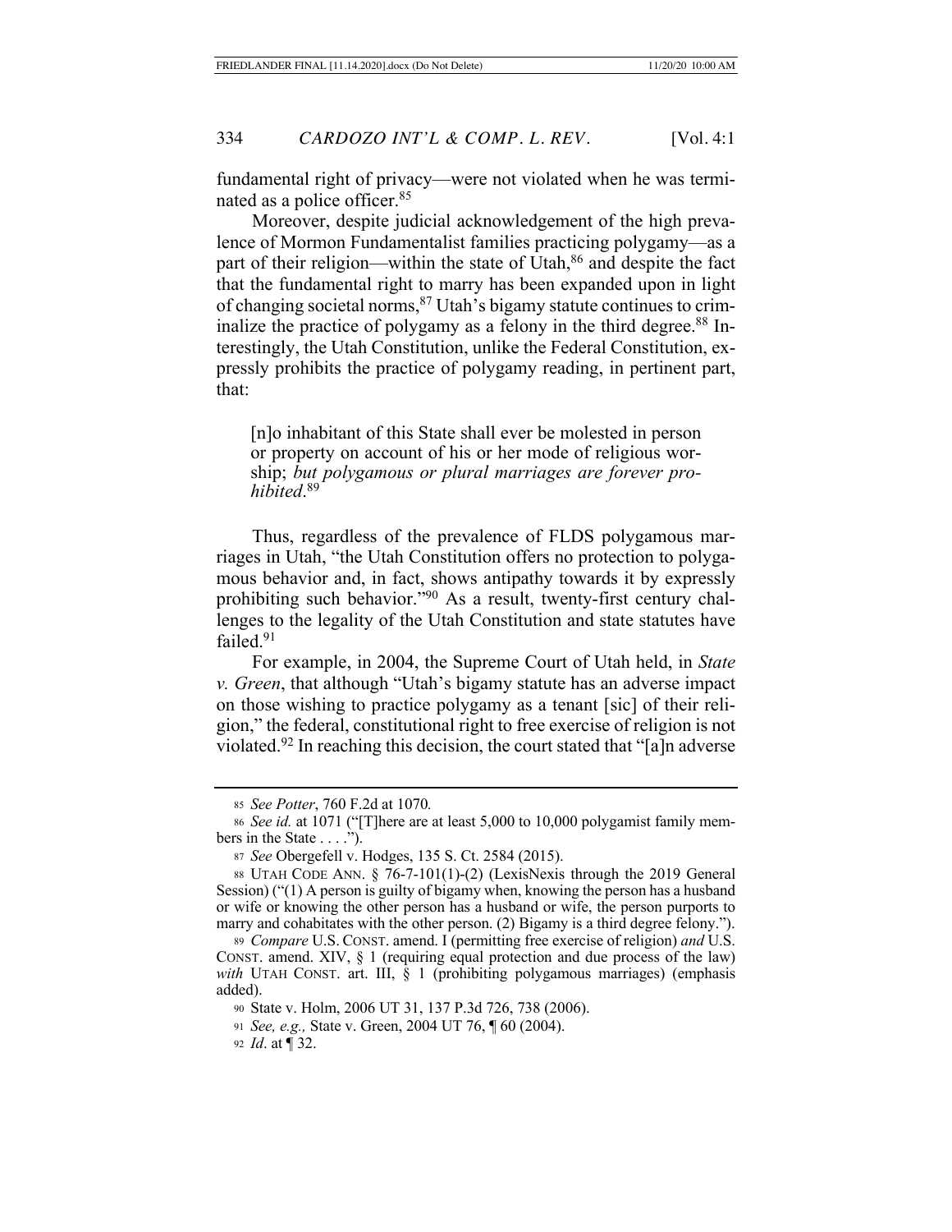fundamental right of privacy—were not violated when he was terminated as a police officer.[85]

Moreover, despite judicial acknowledgement of the high prevalence of Mormon Fundamentalist families practicing polygamy—as a part of their religion—within the state of Utah,[86] and despite the fact that the fundamental right to marry has been expanded upon in light of changing societal norms,[87] Utah's bigamy statute continues to criminalize the practice of polygamy as a felony in the third degree.[88] Interestingly, the Utah Constitution, unlike the Federal Constitution, expressly prohibits the practice of polygamy reading, in pertinent part, that:

> [n]o inhabitant of this State shall ever be molested in person or property on account of his or her mode of religious worship; *but polygamous or plural marriages are forever prohibited*.[89]

Thus, regardless of the prevalence of FLDS polygamous marriages in Utah, "the Utah Constitution offers no protection to polygamous behavior and, in fact, shows antipathy towards it by expressly prohibiting such behavior."[90] As a result, twenty-first century challenges to the legality of the Utah Constitution and state statutes have failed.[91]

For example, in 2004, the Supreme Court of Utah held, in *State v. Green*, that although "Utah's bigamy statute has an adverse impact on those wishing to practice polygamy as a tenant [sic] of their religion," the federal, constitutional right to free exercise of religion is not violated.[92] In reaching this decision, the court stated that "[a]n adverse

---

85 *See Potter*, 760 F.2d at 1070*.*

86 *See id.* at 1071 ("[T]here are at least 5,000 to 10,000 polygamist family members in the State . . . .").

87 *See* Obergefell v. Hodges, 135 S. Ct. 2584 (2015).

88 UTAH CODE ANN. § 76-7-101(1)-(2) (LexisNexis through the 2019 General Session) ("(1) A person is guilty of bigamy when, knowing the person has a husband or wife or knowing the other person has a husband or wife, the person purports to marry and cohabitates with the other person. (2) Bigamy is a third degree felony.").

89 *Compare* U.S. CONST. amend. I (permitting free exercise of religion) *and* U.S. CONST. amend. XIV, § 1 (requiring equal protection and due process of the law) *with* UTAH CONST. art. III, § 1 (prohibiting polygamous marriages) (emphasis added).

90 State v. Holm, 2006 UT 31, 137 P.3d 726, 738 (2006).

91 *See, e.g.,* State v. Green, 2004 UT 76, ¶ 60 (2004).

92 *Id*. at ¶ 32.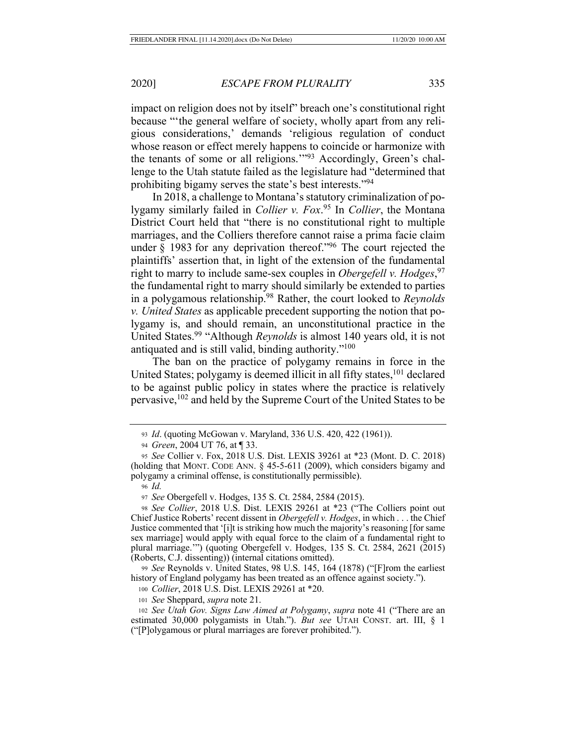impact on religion does not by itself" breach one's constitutional right because "'the general welfare of society, wholly apart from any religious considerations,' demands 'religious regulation of conduct whose reason or effect merely happens to coincide or harmonize with the tenants of some or all religions.'"[93] Accordingly, Green's challenge to the Utah statute failed as the legislature had "determined that prohibiting bigamy serves the state's best interests."[94]

In 2018, a challenge to Montana's statutory criminalization of polygamy similarly failed in *Collier v. Fox*.[95] In *Collier*, the Montana District Court held that "there is no constitutional right to multiple marriages, and the Colliers therefore cannot raise a prima facie claim under § 1983 for any deprivation thereof."[96] The court rejected the plaintiffs' assertion that, in light of the extension of the fundamental right to marry to include same-sex couples in *Obergefell v. Hodges*,[97] the fundamental right to marry should similarly be extended to parties in a polygamous relationship.[98] Rather, the court looked to *Reynolds v. United States* as applicable precedent supporting the notion that polygamy is, and should remain, an unconstitutional practice in the United States.[99] "Although *Reynolds* is almost 140 years old, it is not antiquated and is still valid, binding authority."[100]

The ban on the practice of polygamy remains in force in the United States; polygamy is deemed illicit in all fifty states,[101] declared to be against public policy in states where the practice is relatively pervasive,[102] and held by the Supreme Court of the United States to be

---

93 *Id*. (quoting McGowan v. Maryland, 336 U.S. 420, 422 (1961)).

94 *Green*, 2004 UT 76, at ¶ 33.

95 *See* Collier v. Fox, 2018 U.S. Dist. LEXIS 39261 at *23 (Mont. D. C. 2018) (holding that MONT. CODE ANN. § 45-5-611 (2009), which considers bigamy and polygamy a criminal offense, is constitutionally permissible).

96 *Id.*

97 *See* Obergefell v. Hodges, 135 S. Ct. 2584, 2584 (2015).

98 *See Collier*, 2018 U.S. Dist. LEXIS 29261 at *23 ("The Colliers point out Chief Justice Roberts' recent dissent in *Obergefell v. Hodges*, in which . . . the Chief Justice commented that '[i]t is striking how much the majority's reasoning [for same sex marriage] would apply with equal force to the claim of a fundamental right to plural marriage.'") (quoting Obergefell v. Hodges, 135 S. Ct. 2584, 2621 (2015) (Roberts, C.J. dissenting)) (internal citations omitted).

99 *See* Reynolds v. United States, 98 U.S. 145, 164 (1878) ("[F]rom the earliest history of England polygamy has been treated as an offence against society.").

100 *Collier*, 2018 U.S. Dist. LEXIS 29261 at *20.

101 *See* Sheppard, *supra* note 21.

102 *See Utah Gov. Signs Law Aimed at Polygamy*, *supra* note 41 ("There are an estimated 30,000 polygamists in Utah."). *But see* UTAH CONST. art. III, § 1 ("[P]olygamous or plural marriages are forever prohibited.").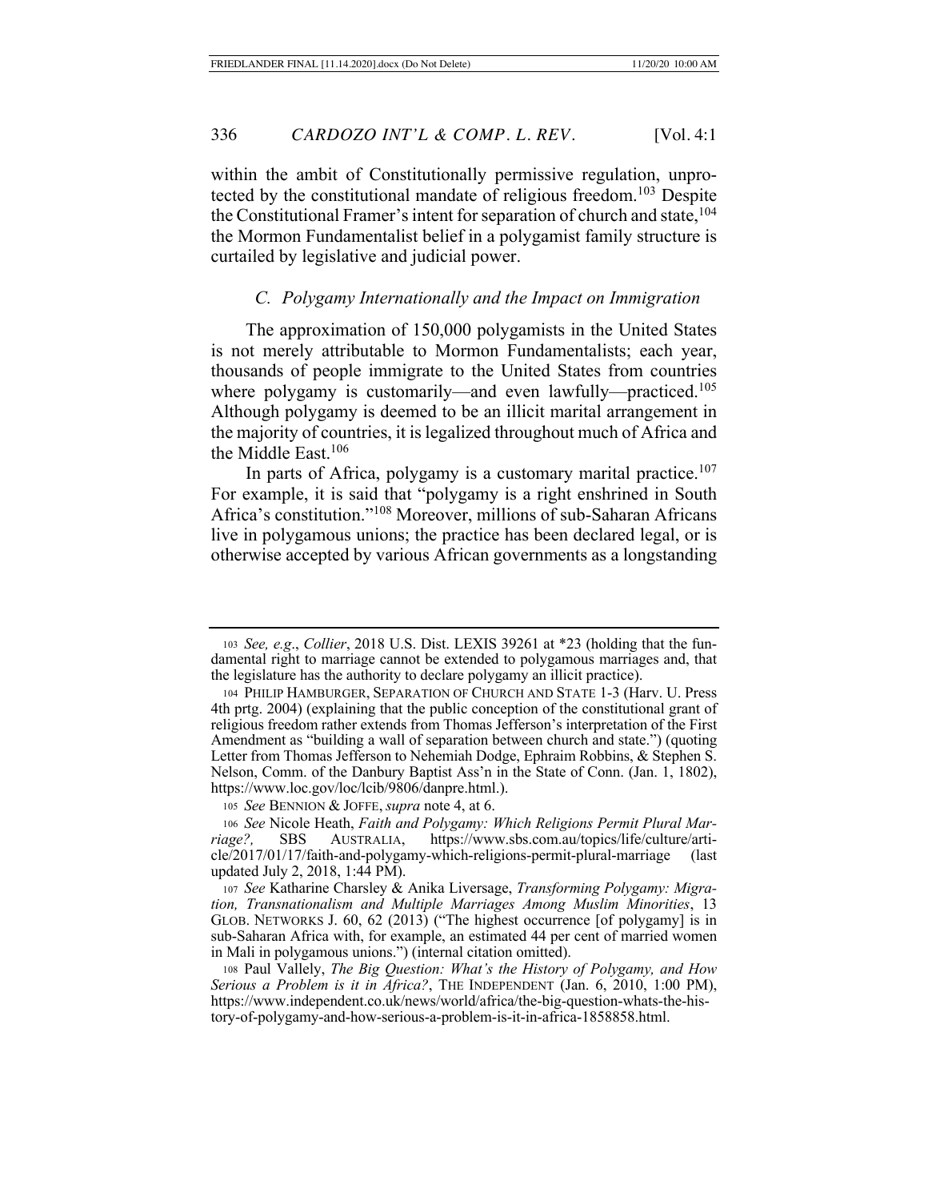within the ambit of Constitutionally permissive regulation, unprotected by the constitutional mandate of religious freedom.[103] Despite the Constitutional Framer's intent for separation of church and state,[104] the Mormon Fundamentalist belief in a polygamist family structure is curtailed by legislative and judicial power.

### *C. Polygamy Internationally and the Impact on Immigration*

The approximation of 150,000 polygamists in the United States is not merely attributable to Mormon Fundamentalists; each year, thousands of people immigrate to the United States from countries where polygamy is customarily—and even lawfully—practiced.[105] Although polygamy is deemed to be an illicit marital arrangement in the majority of countries, it is legalized throughout much of Africa and the Middle East.[106]

In parts of Africa, polygamy is a customary marital practice.[107] For example, it is said that "polygamy is a right enshrined in South Africa's constitution."[108] Moreover, millions of sub-Saharan Africans live in polygamous unions; the practice has been declared legal, or is otherwise accepted by various African governments as a longstanding

---

103 *See, e.g.*, *Collier*, 2018 U.S. Dist. LEXIS 39261 at *23 (holding that the fundamental right to marriage cannot be extended to polygamous marriages and, that the legislature has the authority to declare polygamy an illicit practice).

104 PHILIP HAMBURGER, SEPARATION OF CHURCH AND STATE 1-3 (Harv. U. Press 4th prtg. 2004) (explaining that the public conception of the constitutional grant of religious freedom rather extends from Thomas Jefferson's interpretation of the First Amendment as "building a wall of separation between church and state.") (quoting Letter from Thomas Jefferson to Nehemiah Dodge, Ephraim Robbins, & Stephen S. Nelson, Comm. of the Danbury Baptist Ass'n in the State of Conn. (Jan. 1, 1802), https://www.loc.gov/loc/lcib/9806/danpre.html.).

105 *See* BENNION & JOFFE, *supra* note 4, at 6.

106 *See* Nicole Heath, *Faith and Polygamy: Which Religions Permit Plural Marriage?,* SBS AUSTRALIA, https://www.sbs.com.au/topics/life/culture/article/2017/01/17/faith-and-polygamy-which-religions-permit-plural-marriage (last updated July 2, 2018, 1:44 PM).

107 *See* Katharine Charsley & Anika Liversage, *Transforming Polygamy: Migration, Transnationalism and Multiple Marriages Among Muslim Minorities*, 13 GLOB. NETWORKS J. 60, 62 (2013) ("The highest occurrence [of polygamy] is in sub-Saharan Africa with, for example, an estimated 44 per cent of married women in Mali in polygamous unions.") (internal citation omitted).

108 Paul Vallely, *The Big Question: What's the History of Polygamy, and How Serious a Problem is it in Africa?*, THE INDEPENDENT (Jan. 6, 2010, 1:00 PM), https://www.independent.co.uk/news/world/africa/the-big-question-whats-the-history-of-polygamy-and-how-serious-a-problem-is-it-in-africa-1858858.html.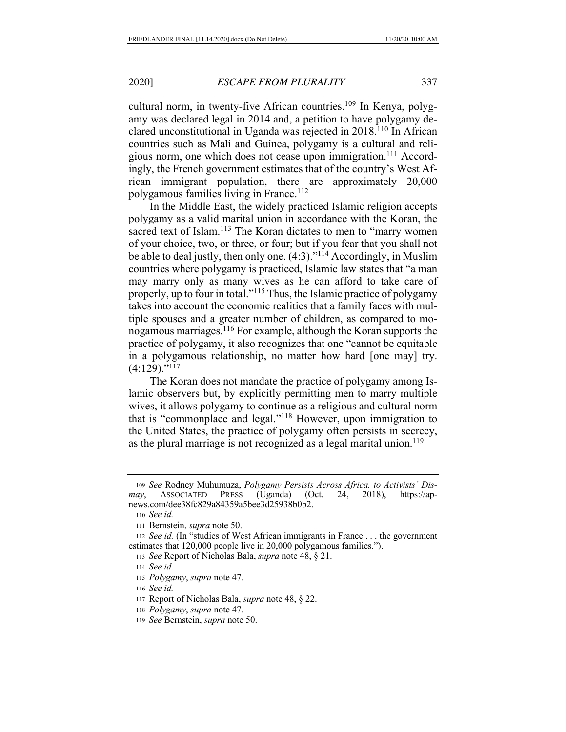cultural norm, in twenty-five African countries.[109] In Kenya, polygamy was declared legal in 2014 and, a petition to have polygamy declared unconstitutional in Uganda was rejected in 2018.[110] In African countries such as Mali and Guinea, polygamy is a cultural and religious norm, one which does not cease upon immigration.[111] Accordingly, the French government estimates that of the country's West African immigrant population, there are approximately 20,000 polygamous families living in France.[112]

In the Middle East, the widely practiced Islamic religion accepts polygamy as a valid marital union in accordance with the Koran, the sacred text of Islam.[113] The Koran dictates to men to "marry women of your choice, two, or three, or four; but if you fear that you shall not be able to deal justly, then only one. (4:3)."[114] Accordingly, in Muslim countries where polygamy is practiced, Islamic law states that "a man may marry only as many wives as he can afford to take care of properly, up to four in total."[115] Thus, the Islamic practice of polygamy takes into account the economic realities that a family faces with multiple spouses and a greater number of children, as compared to monogamous marriages.[116] For example, although the Koran supports the practice of polygamy, it also recognizes that one "cannot be equitable in a polygamous relationship, no matter how hard [one may] try. (4:129)."[117]

The Koran does not mandate the practice of polygamy among Islamic observers but, by explicitly permitting men to marry multiple wives, it allows polygamy to continue as a religious and cultural norm that is "commonplace and legal."[118] However, upon immigration to the United States, the practice of polygamy often persists in secrecy, as the plural marriage is not recognized as a legal marital union.[119]

---

109 *See* Rodney Muhumuza, *Polygamy Persists Across Africa, to Activists' Dismay*, ASSOCIATED PRESS (Uganda) (Oct. 24, 2018), https://apnews.com/dee38fc829a84359a5bee3d25938b0b2.

110 *See id.*

111 Bernstein, *supra* note 50.

112 *See id.* (In "studies of West African immigrants in France . . . the government estimates that 120,000 people live in 20,000 polygamous families.").

113 *See* Report of Nicholas Bala, *supra* note 48, § 21.

114 *See id.*

115 *Polygamy*, *supra* note 47.

116 *See id.*

117 Report of Nicholas Bala, *supra* note 48, § 22.

118 *Polygamy*, *supra* note 47.

119 *See* Bernstein, *supra* note 50.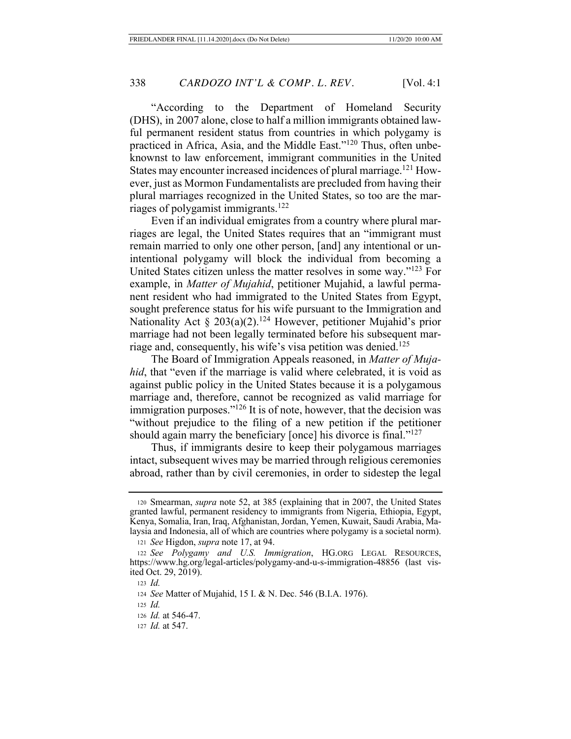"According to the Department of Homeland Security (DHS), in 2007 alone, close to half a million immigrants obtained lawful permanent resident status from countries in which polygamy is practiced in Africa, Asia, and the Middle East."[120] Thus, often unbeknownst to law enforcement, immigrant communities in the United States may encounter increased incidences of plural marriage.[121] However, just as Mormon Fundamentalists are precluded from having their plural marriages recognized in the United States, so too are the marriages of polygamist immigrants.[122]

Even if an individual emigrates from a country where plural marriages are legal, the United States requires that an "immigrant must remain married to only one other person, [and] any intentional or unintentional polygamy will block the individual from becoming a United States citizen unless the matter resolves in some way."[123] For example, in *Matter of Mujahid*, petitioner Mujahid, a lawful permanent resident who had immigrated to the United States from Egypt, sought preference status for his wife pursuant to the Immigration and Nationality Act § 203(a)(2).[124] However, petitioner Mujahid's prior marriage had not been legally terminated before his subsequent marriage and, consequently, his wife's visa petition was denied.[125]

The Board of Immigration Appeals reasoned, in *Matter of Mujahid*, that "even if the marriage is valid where celebrated, it is void as against public policy in the United States because it is a polygamous marriage and, therefore, cannot be recognized as valid marriage for immigration purposes."[126] It is of note, however, that the decision was "without prejudice to the filing of a new petition if the petitioner should again marry the beneficiary [once] his divorce is final."[127]

Thus, if immigrants desire to keep their polygamous marriages intact, subsequent wives may be married through religious ceremonies abroad, rather than by civil ceremonies, in order to sidestep the legal

---

120 Smearman, *supra* note 52, at 385 (explaining that in 2007, the United States granted lawful, permanent residency to immigrants from Nigeria, Ethiopia, Egypt, Kenya, Somalia, Iran, Iraq, Afghanistan, Jordan, Yemen, Kuwait, Saudi Arabia, Malaysia and Indonesia, all of which are countries where polygamy is a societal norm).

121 *See* Higdon, *supra* note 17, at 94.

122 *See Polygamy and U.S. Immigration*, HG.ORG LEGAL RESOURCES, https://www.hg.org/legal-articles/polygamy-and-u-s-immigration-48856 (last visited Oct. 29, 2019).

123 *Id.*

124 *See* Matter of Mujahid, 15 I. & N. Dec. 546 (B.I.A. 1976).

125 *Id.*

126 *Id.* at 546-47.

127 *Id.* at 547.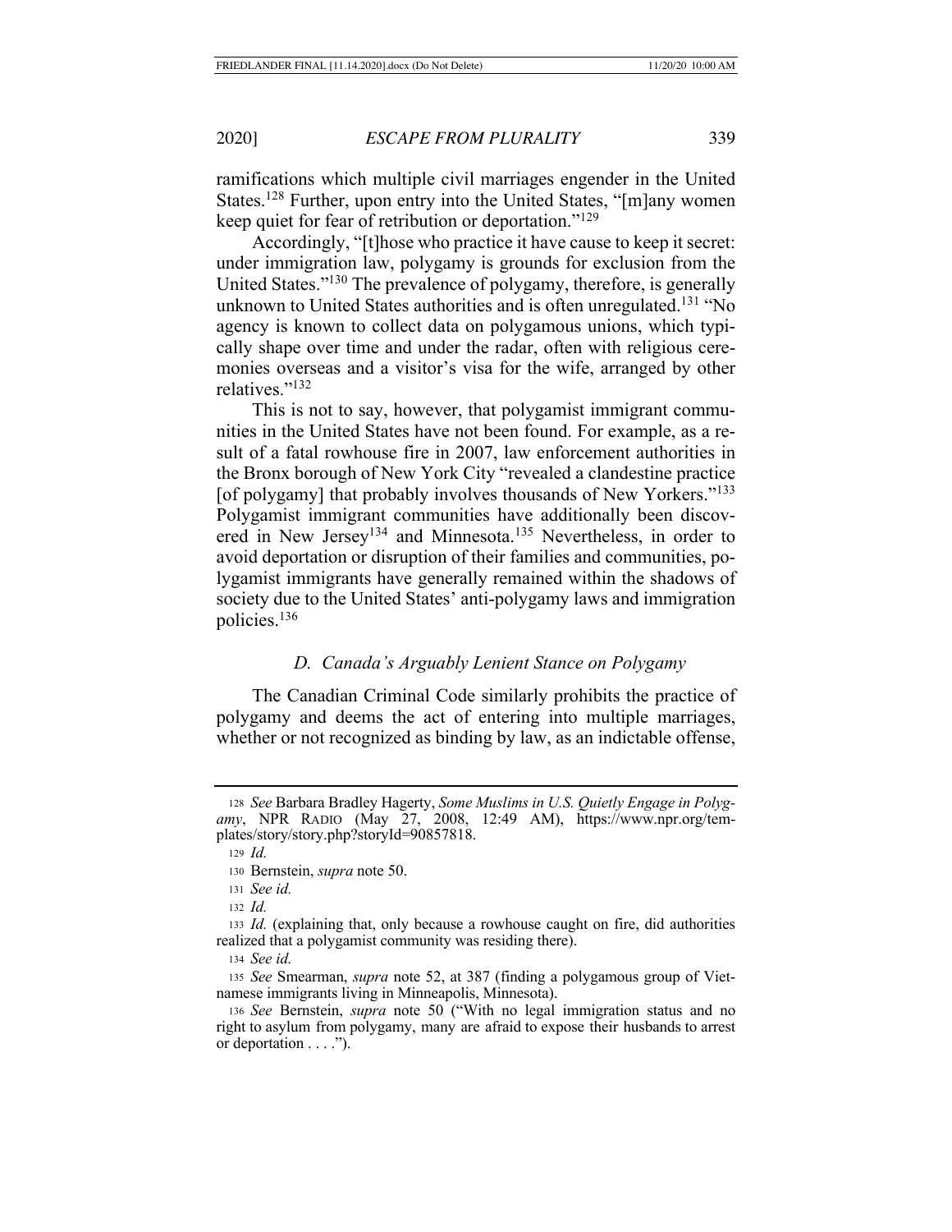ramifications which multiple civil marriages engender in the United States.[128] Further, upon entry into the United States, "[m]any women keep quiet for fear of retribution or deportation."[129]

Accordingly, "[t]hose who practice it have cause to keep it secret: under immigration law, polygamy is grounds for exclusion from the United States."[130] The prevalence of polygamy, therefore, is generally unknown to United States authorities and is often unregulated.[131] "No agency is known to collect data on polygamous unions, which typically shape over time and under the radar, often with religious ceremonies overseas and a visitor's visa for the wife, arranged by other relatives."[132]

This is not to say, however, that polygamist immigrant communities in the United States have not been found. For example, as a result of a fatal rowhouse fire in 2007, law enforcement authorities in the Bronx borough of New York City "revealed a clandestine practice [of polygamy] that probably involves thousands of New Yorkers."[133] Polygamist immigrant communities have additionally been discovered in New Jersey[134] and Minnesota.[135] Nevertheless, in order to avoid deportation or disruption of their families and communities, polygamist immigrants have generally remained within the shadows of society due to the United States' anti-polygamy laws and immigration policies.[136]

### *D. Canada's Arguably Lenient Stance on Polygamy*

The Canadian Criminal Code similarly prohibits the practice of polygamy and deems the act of entering into multiple marriages, whether or not recognized as binding by law, as an indictable offense,

---

128 *See* Barbara Bradley Hagerty, *Some Muslims in U.S. Quietly Engage in Polygamy*, NPR RADIO (May 27, 2008, 12:49 AM), https://www.npr.org/templates/story/story.php?storyId=90857818.

129 *Id.*

130 Bernstein, *supra* note 50.

131 *See id.*

132 *Id.*

133 *Id.* (explaining that, only because a rowhouse caught on fire, did authorities realized that a polygamist community was residing there).

134 *See id.*

135 *See* Smearman, *supra* note 52, at 387 (finding a polygamous group of Vietnamese immigrants living in Minneapolis, Minnesota).

136 *See* Bernstein, *supra* note 50 ("With no legal immigration status and no right to asylum from polygamy, many are afraid to expose their husbands to arrest or deportation . . . .").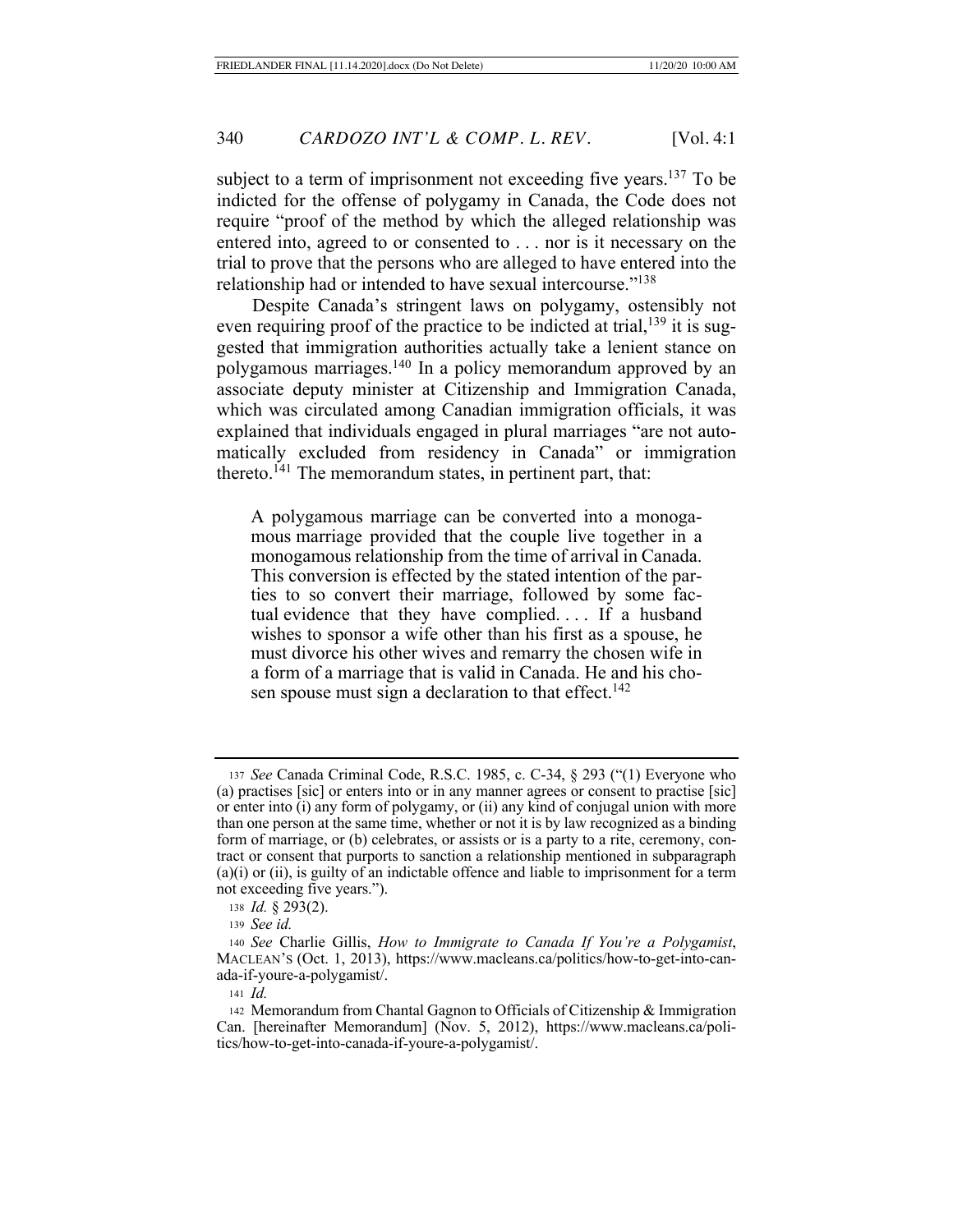subject to a term of imprisonment not exceeding five years.[137] To be indicted for the offense of polygamy in Canada, the Code does not require "proof of the method by which the alleged relationship was entered into, agreed to or consented to . . . nor is it necessary on the trial to prove that the persons who are alleged to have entered into the relationship had or intended to have sexual intercourse."[138]

Despite Canada's stringent laws on polygamy, ostensibly not even requiring proof of the practice to be indicted at trial,[139] it is suggested that immigration authorities actually take a lenient stance on polygamous marriages.[140] In a policy memorandum approved by an associate deputy minister at Citizenship and Immigration Canada, which was circulated among Canadian immigration officials, it was explained that individuals engaged in plural marriages "are not automatically excluded from residency in Canada" or immigration thereto.[141] The memorandum states, in pertinent part, that:

> A polygamous marriage can be converted into a monogamous marriage provided that the couple live together in a monogamous relationship from the time of arrival in Canada. This conversion is effected by the stated intention of the parties to so convert their marriage, followed by some factual evidence that they have complied. . . . If a husband wishes to sponsor a wife other than his first as a spouse, he must divorce his other wives and remarry the chosen wife in a form of a marriage that is valid in Canada. He and his chosen spouse must sign a declaration to that effect.[142]

---

137 *See* Canada Criminal Code, R.S.C. 1985, c. C-34, § 293 ("(1) Everyone who (a) practises [sic] or enters into or in any manner agrees or consent to practise [sic] or enter into (i) any form of polygamy, or (ii) any kind of conjugal union with more than one person at the same time, whether or not it is by law recognized as a binding form of marriage, or (b) celebrates, or assists or is a party to a rite, ceremony, contract or consent that purports to sanction a relationship mentioned in subparagraph (a)(i) or (ii), is guilty of an indictable offence and liable to imprisonment for a term not exceeding five years.").

138 *Id.* § 293(2).

139 *See id.*

140 *See* Charlie Gillis, *How to Immigrate to Canada If You're a Polygamist*, MACLEAN'S (Oct. 1, 2013), https://www.macleans.ca/politics/how-to-get-into-canada-if-youre-a-polygamist/.

141 *Id.*

142 Memorandum from Chantal Gagnon to Officials of Citizenship & Immigration Can. [hereinafter Memorandum] (Nov. 5, 2012), https://www.macleans.ca/politics/how-to-get-into-canada-if-youre-a-polygamist/.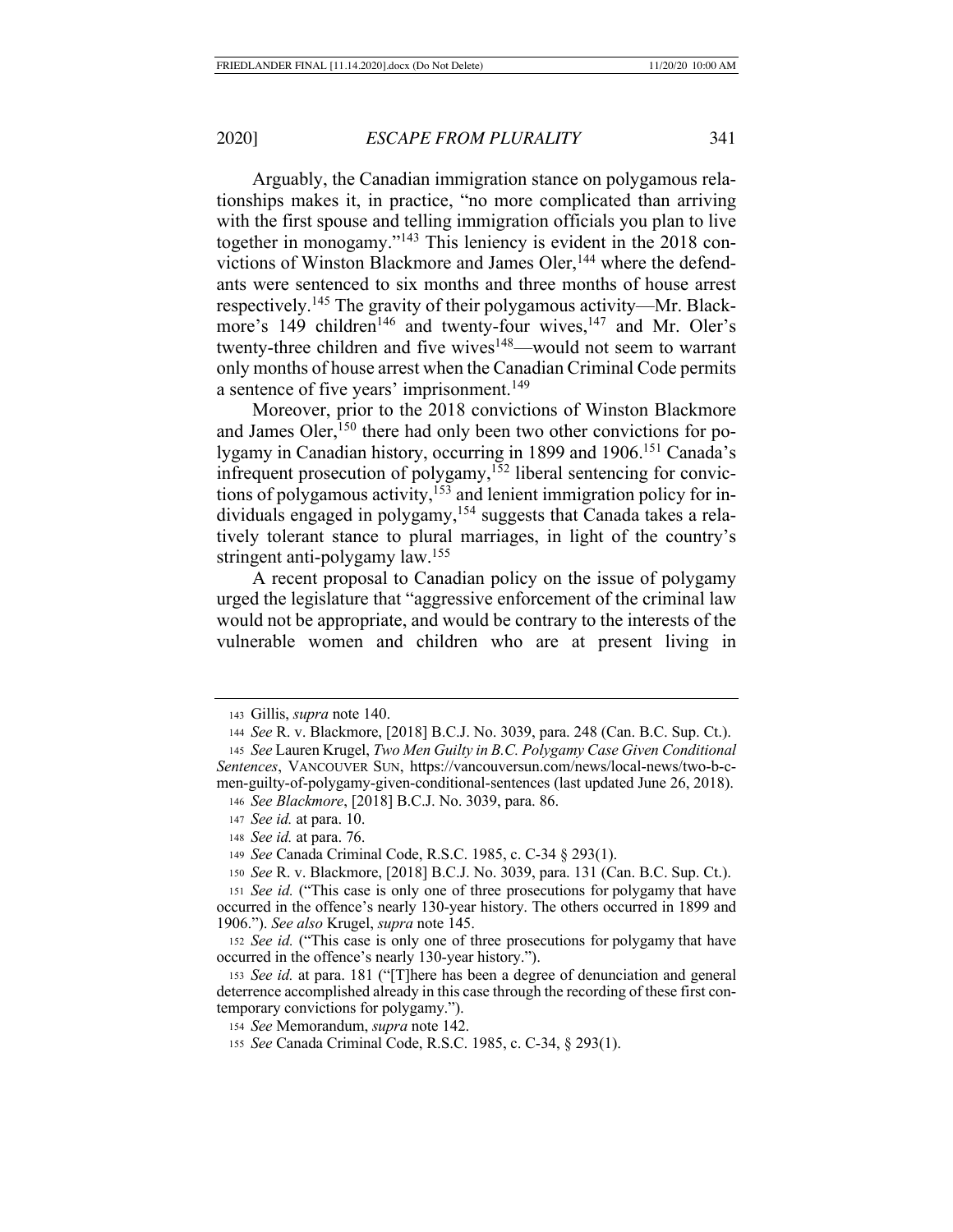Arguably, the Canadian immigration stance on polygamous relationships makes it, in practice, "no more complicated than arriving with the first spouse and telling immigration officials you plan to live together in monogamy."[143] This leniency is evident in the 2018 convictions of Winston Blackmore and James Oler,[144] where the defendants were sentenced to six months and three months of house arrest respectively.[145] The gravity of their polygamous activity—Mr. Blackmore's 149 children[146] and twenty-four wives,[147] and Mr. Oler's twenty-three children and five wives[148]—would not seem to warrant only months of house arrest when the Canadian Criminal Code permits a sentence of five years' imprisonment.[149]

Moreover, prior to the 2018 convictions of Winston Blackmore and James Oler,[150] there had only been two other convictions for polygamy in Canadian history, occurring in 1899 and 1906.[151] Canada's infrequent prosecution of polygamy,[152] liberal sentencing for convictions of polygamous activity,[153] and lenient immigration policy for individuals engaged in polygamy,[154] suggests that Canada takes a relatively tolerant stance to plural marriages, in light of the country's stringent anti-polygamy law.[155]

A recent proposal to Canadian policy on the issue of polygamy urged the legislature that "aggressive enforcement of the criminal law would not be appropriate, and would be contrary to the interests of the vulnerable women and children who are at present living in

---

143 Gillis, *supra* note 140.

144 *See* R. v. Blackmore, [2018] B.C.J. No. 3039, para. 248 (Can. B.C. Sup. Ct.).

145 *See* Lauren Krugel, *Two Men Guilty in B.C. Polygamy Case Given Conditional Sentences*, VANCOUVER SUN, https://vancouversun.com/news/local-news/two-b-c-men-guilty-of-polygamy-given-conditional-sentences (last updated June 26, 2018).

146 *See Blackmore*, [2018] B.C.J. No. 3039, para. 86.

147 *See id.* at para. 10.

148 *See id.* at para. 76.

149 *See* Canada Criminal Code, R.S.C. 1985, c. C-34 § 293(1).

150 *See* R. v. Blackmore, [2018] B.C.J. No. 3039, para. 131 (Can. B.C. Sup. Ct.).

151 *See id.* ("This case is only one of three prosecutions for polygamy that have occurred in the offence's nearly 130-year history. The others occurred in 1899 and 1906."). *See also* Krugel, *supra* note 145.

152 *See id.* ("This case is only one of three prosecutions for polygamy that have occurred in the offence's nearly 130-year history.").

153 *See id.* at para. 181 ("[T]here has been a degree of denunciation and general deterrence accomplished already in this case through the recording of these first contemporary convictions for polygamy.").

154 *See* Memorandum, *supra* note 142.

155 *See* Canada Criminal Code, R.S.C. 1985, c. C-34, § 293(1).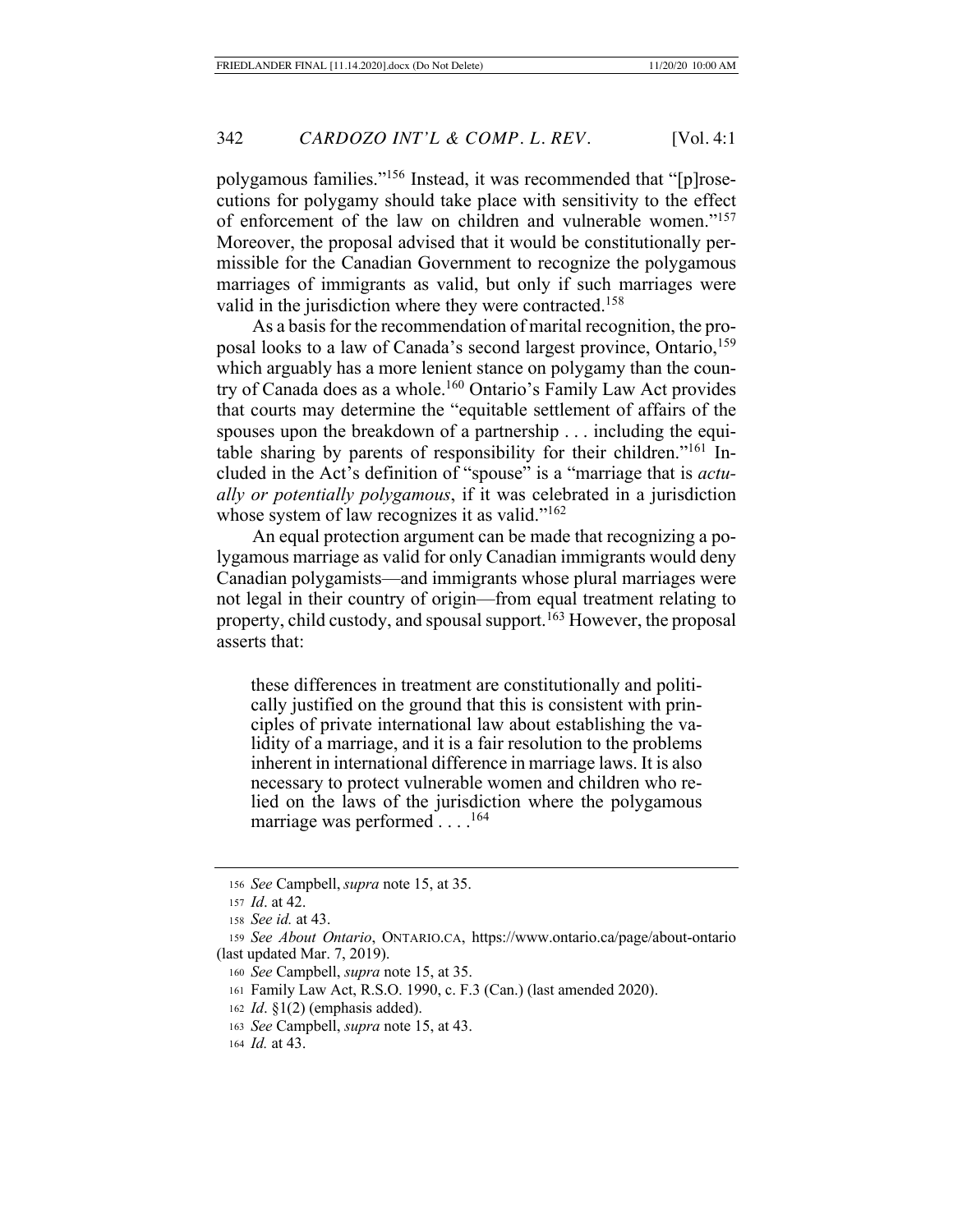polygamous families."[156] Instead, it was recommended that "[p]rosecutions for polygamy should take place with sensitivity to the effect of enforcement of the law on children and vulnerable women."[157] Moreover, the proposal advised that it would be constitutionally permissible for the Canadian Government to recognize the polygamous marriages of immigrants as valid, but only if such marriages were valid in the jurisdiction where they were contracted.[158]

As a basis for the recommendation of marital recognition, the proposal looks to a law of Canada's second largest province, Ontario,[159] which arguably has a more lenient stance on polygamy than the country of Canada does as a whole.[160] Ontario's Family Law Act provides that courts may determine the "equitable settlement of affairs of the spouses upon the breakdown of a partnership . . . including the equitable sharing by parents of responsibility for their children."[161] Included in the Act's definition of "spouse" is a "marriage that is *actually or potentially polygamous*, if it was celebrated in a jurisdiction whose system of law recognizes it as valid."[162]

An equal protection argument can be made that recognizing a polygamous marriage as valid for only Canadian immigrants would deny Canadian polygamists—and immigrants whose plural marriages were not legal in their country of origin—from equal treatment relating to property, child custody, and spousal support.[163] However, the proposal asserts that:

> these differences in treatment are constitutionally and politically justified on the ground that this is consistent with principles of private international law about establishing the validity of a marriage, and it is a fair resolution to the problems inherent in international difference in marriage laws. It is also necessary to protect vulnerable women and children who relied on the laws of the jurisdiction where the polygamous marriage was performed . . . .[164]

---

156 *See* Campbell, *supra* note 15, at 35.

157 *Id*. at 42.

158 *See id.* at 43.

159 *See About Ontario*, ONTARIO.CA, https://www.ontario.ca/page/about-ontario (last updated Mar. 7, 2019).

160 *See* Campbell, *supra* note 15, at 35.

161 Family Law Act, R.S.O. 1990, c. F.3 (Can.) (last amended 2020).

162 *Id*. §1(2) (emphasis added).

163 *See* Campbell, *supra* note 15, at 43.

164 *Id.* at 43.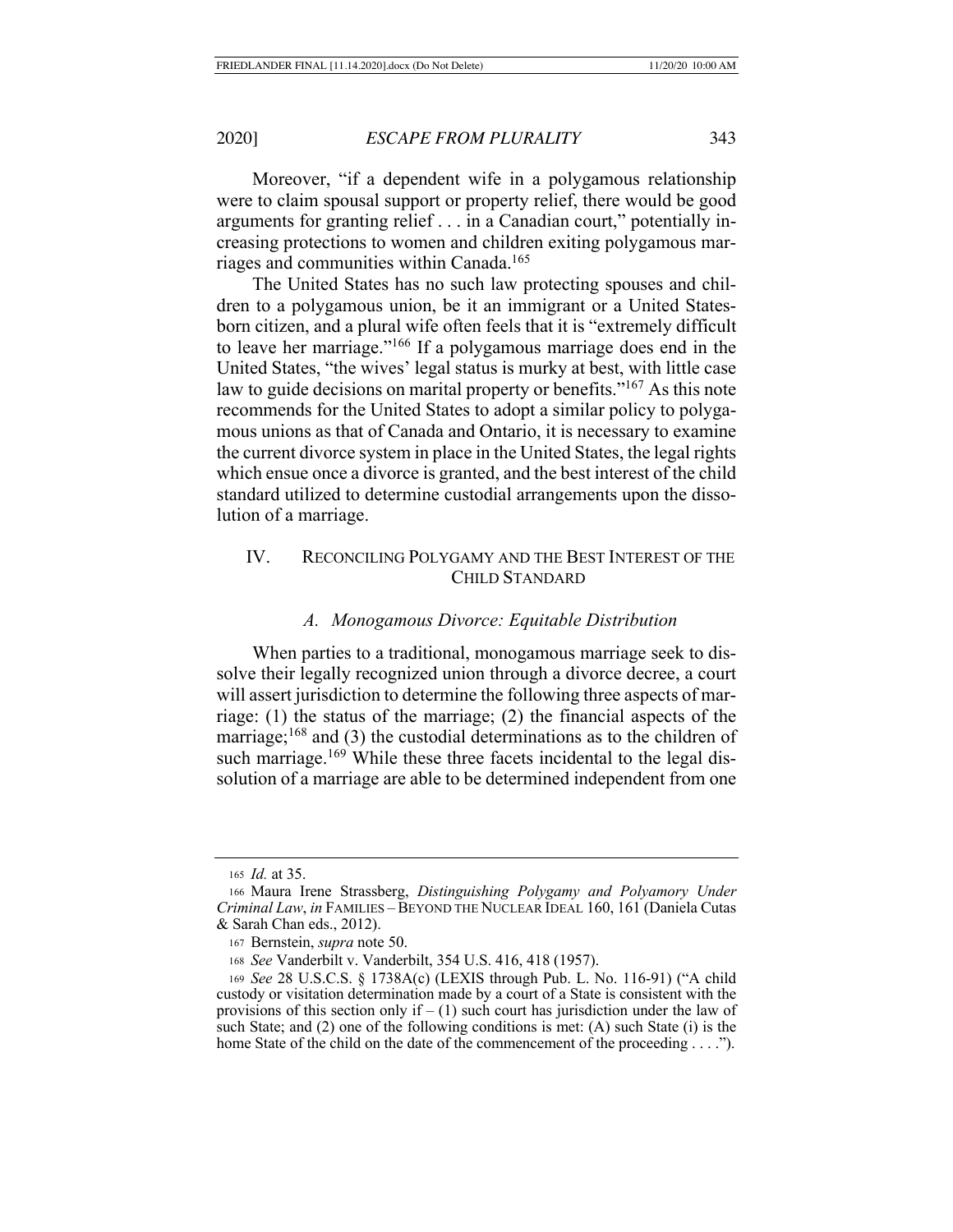Moreover, "if a dependent wife in a polygamous relationship were to claim spousal support or property relief, there would be good arguments for granting relief . . . in a Canadian court," potentially increasing protections to women and children exiting polygamous marriages and communities within Canada.[165]

The United States has no such law protecting spouses and children to a polygamous union, be it an immigrant or a United States-born citizen, and a plural wife often feels that it is "extremely difficult to leave her marriage."[166] If a polygamous marriage does end in the United States, "the wives' legal status is murky at best, with little case law to guide decisions on marital property or benefits."[167] As this note recommends for the United States to adopt a similar policy to polygamous unions as that of Canada and Ontario, it is necessary to examine the current divorce system in place in the United States, the legal rights which ensue once a divorce is granted, and the best interest of the child standard utilized to determine custodial arrangements upon the dissolution of a marriage.

## IV. RECONCILING POLYGAMY AND THE BEST INTEREST OF THE CHILD STANDARD

### *A. Monogamous Divorce: Equitable Distribution*

When parties to a traditional, monogamous marriage seek to dissolve their legally recognized union through a divorce decree, a court will assert jurisdiction to determine the following three aspects of marriage: (1) the status of the marriage; (2) the financial aspects of the marriage;[168] and (3) the custodial determinations as to the children of such marriage.[169] While these three facets incidental to the legal dissolution of a marriage are able to be determined independent from one

---

[165] *Id.* at 35.

[166] Maura Irene Strassberg, *Distinguishing Polygamy and Polyamory Under Criminal Law*, *in* FAMILIES – BEYOND THE NUCLEAR IDEAL 160, 161 (Daniela Cutas & Sarah Chan eds., 2012).

[167] Bernstein, *supra* note 50.

[168] *See* Vanderbilt v. Vanderbilt, 354 U.S. 416, 418 (1957).

[169] *See* 28 U.S.C.S. § 1738A(c) (LEXIS through Pub. L. No. 116-91) ("A child custody or visitation determination made by a court of a State is consistent with the provisions of this section only if – (1) such court has jurisdiction under the law of such State; and (2) one of the following conditions is met: (A) such State (i) is the home State of the child on the date of the commencement of the proceeding . . . .").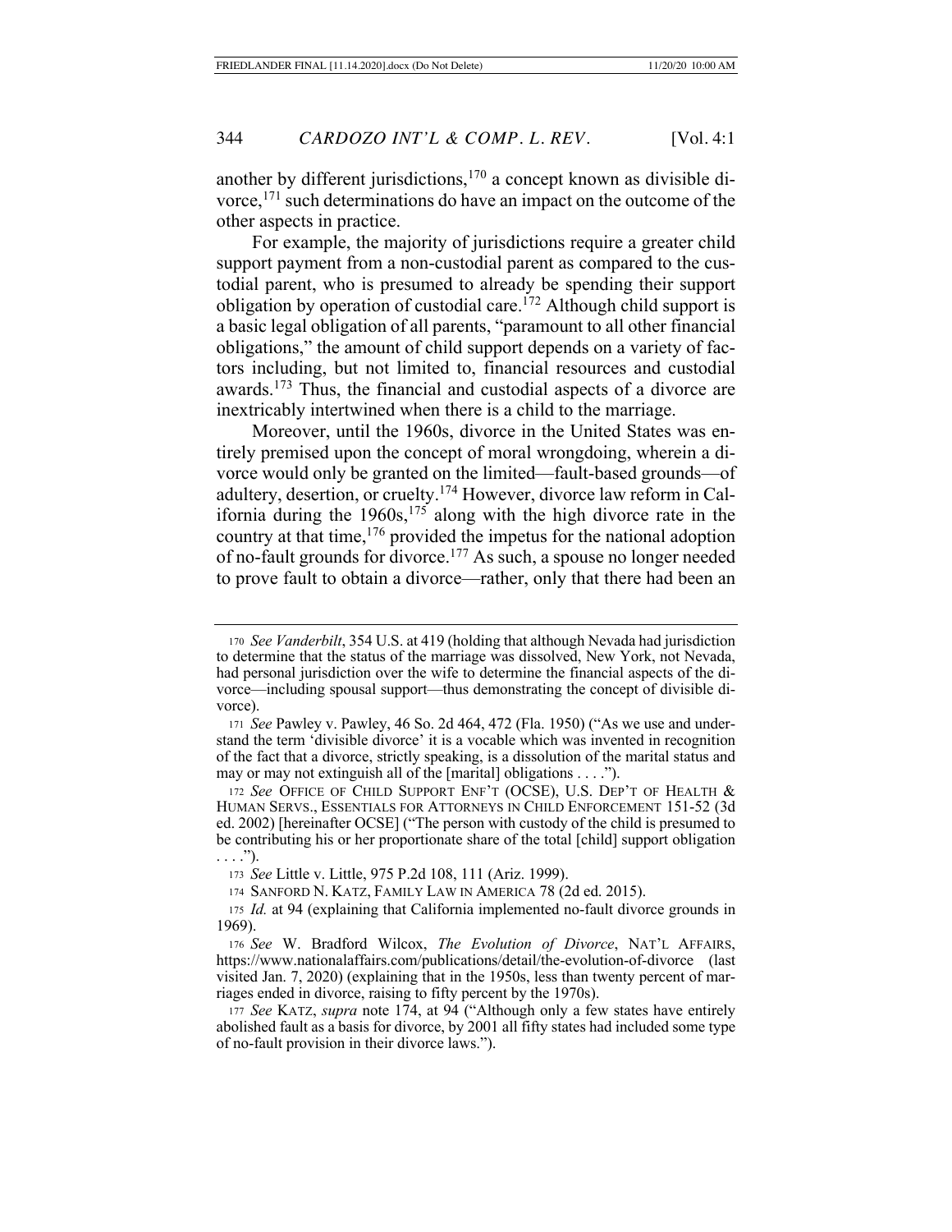another by different jurisdictions,[170] a concept known as divisible divorce,[171] such determinations do have an impact on the outcome of the other aspects in practice.

For example, the majority of jurisdictions require a greater child support payment from a non-custodial parent as compared to the custodial parent, who is presumed to already be spending their support obligation by operation of custodial care.[172] Although child support is a basic legal obligation of all parents, "paramount to all other financial obligations," the amount of child support depends on a variety of factors including, but not limited to, financial resources and custodial awards.[173] Thus, the financial and custodial aspects of a divorce are inextricably intertwined when there is a child to the marriage.

Moreover, until the 1960s, divorce in the United States was entirely premised upon the concept of moral wrongdoing, wherein a divorce would only be granted on the limited—fault-based grounds—of adultery, desertion, or cruelty.[174] However, divorce law reform in California during the 1960s,[175] along with the high divorce rate in the country at that time,[176] provided the impetus for the national adoption of no-fault grounds for divorce.[177] As such, a spouse no longer needed to prove fault to obtain a divorce—rather, only that there had been an

---

170 *See Vanderbilt*, 354 U.S. at 419 (holding that although Nevada had jurisdiction to determine that the status of the marriage was dissolved, New York, not Nevada, had personal jurisdiction over the wife to determine the financial aspects of the divorce—including spousal support—thus demonstrating the concept of divisible divorce).

171 *See* Pawley v. Pawley, 46 So. 2d 464, 472 (Fla. 1950) ("As we use and understand the term 'divisible divorce' it is a vocable which was invented in recognition of the fact that a divorce, strictly speaking, is a dissolution of the marital status and may or may not extinguish all of the [marital] obligations . . . .").

172 *See* OFFICE OF CHILD SUPPORT ENF'T (OCSE), U.S. DEP'T OF HEALTH & HUMAN SERVS., ESSENTIALS FOR ATTORNEYS IN CHILD ENFORCEMENT 151-52 (3d ed. 2002) [hereinafter OCSE] ("The person with custody of the child is presumed to be contributing his or her proportionate share of the total [child] support obligation . . . .").

173 *See* Little v. Little, 975 P.2d 108, 111 (Ariz. 1999).

174 SANFORD N. KATZ, FAMILY LAW IN AMERICA 78 (2d ed. 2015).

175 *Id.* at 94 (explaining that California implemented no-fault divorce grounds in 1969).

176 *See* W. Bradford Wilcox, *The Evolution of Divorce*, NAT'L AFFAIRS, https://www.nationalaffairs.com/publications/detail/the-evolution-of-divorce (last visited Jan. 7, 2020) (explaining that in the 1950s, less than twenty percent of marriages ended in divorce, raising to fifty percent by the 1970s).

177 *See* KATZ, *supra* note 174, at 94 ("Although only a few states have entirely abolished fault as a basis for divorce, by 2001 all fifty states had included some type of no-fault provision in their divorce laws.").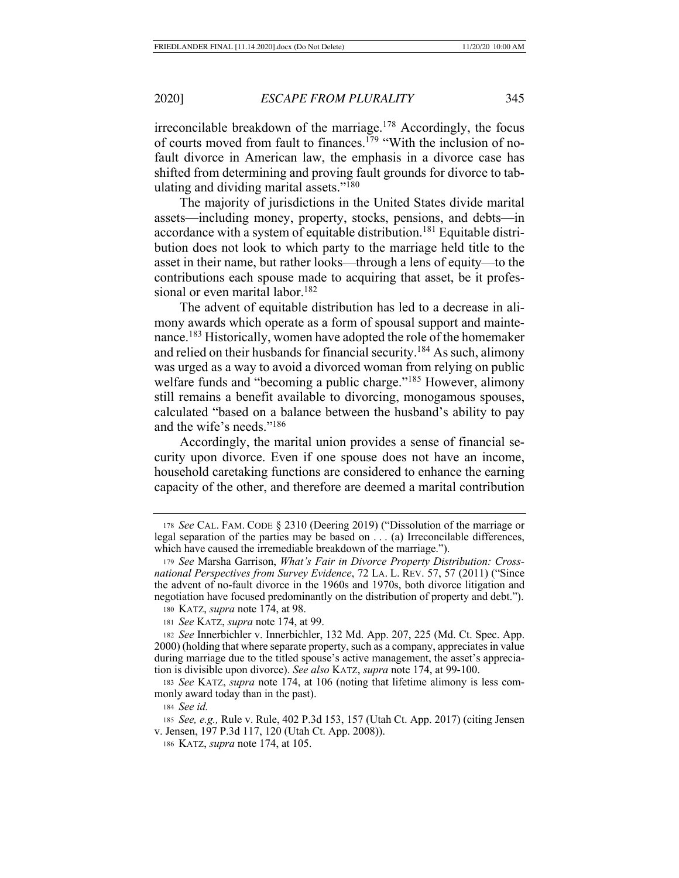irreconcilable breakdown of the marriage.[178] Accordingly, the focus of courts moved from fault to finances.[179] "With the inclusion of no-fault divorce in American law, the emphasis in a divorce case has shifted from determining and proving fault grounds for divorce to tabulating and dividing marital assets."[180]

The majority of jurisdictions in the United States divide marital assets—including money, property, stocks, pensions, and debts—in accordance with a system of equitable distribution.[181] Equitable distribution does not look to which party to the marriage held title to the asset in their name, but rather looks—through a lens of equity—to the contributions each spouse made to acquiring that asset, be it professional or even marital labor.[182]

The advent of equitable distribution has led to a decrease in alimony awards which operate as a form of spousal support and maintenance.[183] Historically, women have adopted the role of the homemaker and relied on their husbands for financial security.[184] As such, alimony was urged as a way to avoid a divorced woman from relying on public welfare funds and "becoming a public charge."[185] However, alimony still remains a benefit available to divorcing, monogamous spouses, calculated "based on a balance between the husband's ability to pay and the wife's needs."[186]

Accordingly, the marital union provides a sense of financial security upon divorce. Even if one spouse does not have an income, household caretaking functions are considered to enhance the earning capacity of the other, and therefore are deemed a marital contribution

---

178 *See* CAL. FAM. CODE § 2310 (Deering 2019) ("Dissolution of the marriage or legal separation of the parties may be based on . . . (a) Irreconcilable differences, which have caused the irremediable breakdown of the marriage.").

179 *See* Marsha Garrison, *What's Fair in Divorce Property Distribution: Cross-national Perspectives from Survey Evidence*, 72 LA. L. REV. 57, 57 (2011) ("Since the advent of no-fault divorce in the 1960s and 1970s, both divorce litigation and negotiation have focused predominantly on the distribution of property and debt.").

180 KATZ, *supra* note 174, at 98.

181 *See* KATZ, *supra* note 174, at 99.

182 *See* Innerbichler v. Innerbichler, 132 Md. App. 207, 225 (Md. Ct. Spec. App. 2000) (holding that where separate property, such as a company, appreciates in value during marriage due to the titled spouse's active management, the asset's appreciation is divisible upon divorce). *See also* KATZ, *supra* note 174, at 99-100.

183 *See* KATZ, *supra* note 174, at 106 (noting that lifetime alimony is less commonly award today than in the past).

184 *See id.*

185 *See, e.g.,* Rule v. Rule, 402 P.3d 153, 157 (Utah Ct. App. 2017) (citing Jensen v. Jensen, 197 P.3d 117, 120 (Utah Ct. App. 2008)).

186 KATZ, *supra* note 174, at 105.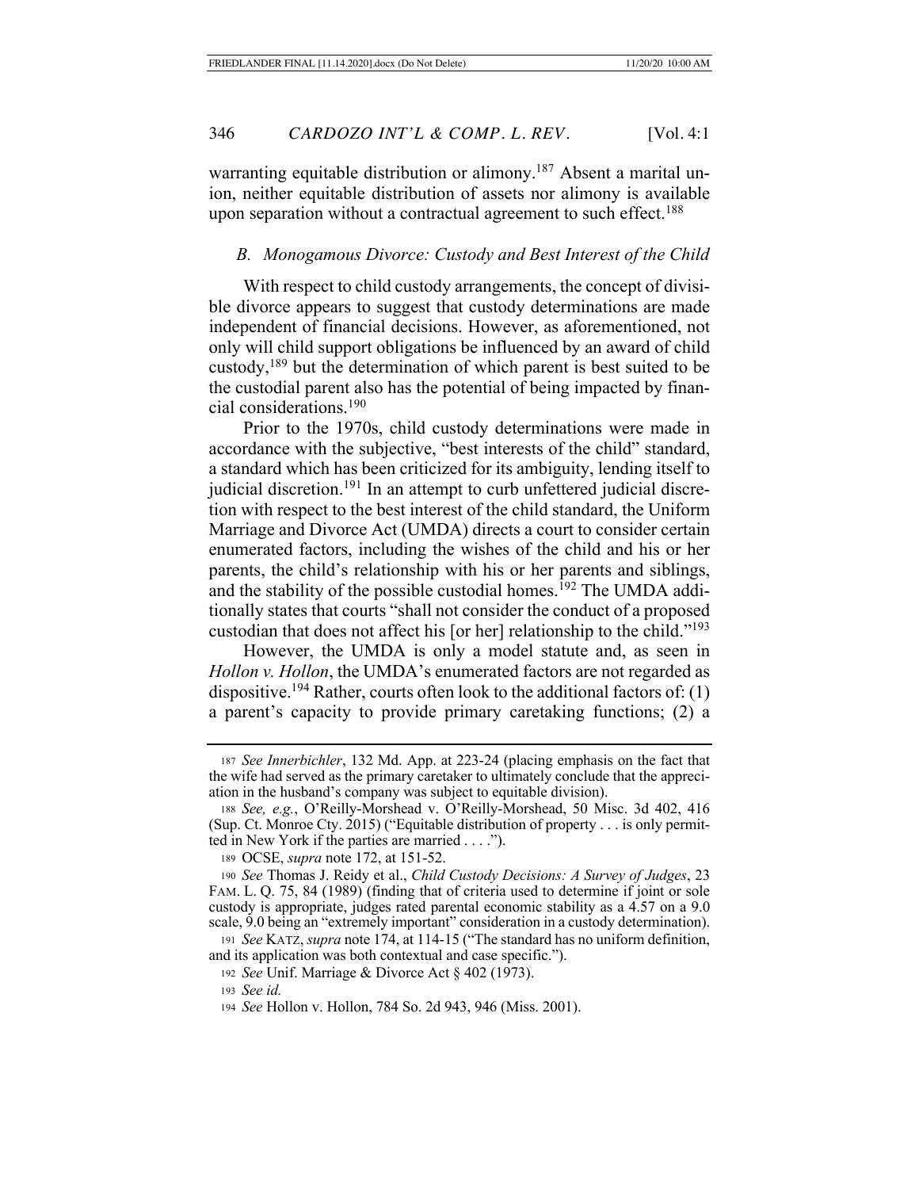warranting equitable distribution or alimony.[187] Absent a marital union, neither equitable distribution of assets nor alimony is available upon separation without a contractual agreement to such effect.[188]

### *B. Monogamous Divorce: Custody and Best Interest of the Child*

With respect to child custody arrangements, the concept of divisible divorce appears to suggest that custody determinations are made independent of financial decisions. However, as aforementioned, not only will child support obligations be influenced by an award of child custody,[189] but the determination of which parent is best suited to be the custodial parent also has the potential of being impacted by financial considerations.[190]

Prior to the 1970s, child custody determinations were made in accordance with the subjective, "best interests of the child" standard, a standard which has been criticized for its ambiguity, lending itself to judicial discretion.[191] In an attempt to curb unfettered judicial discretion with respect to the best interest of the child standard, the Uniform Marriage and Divorce Act (UMDA) directs a court to consider certain enumerated factors, including the wishes of the child and his or her parents, the child's relationship with his or her parents and siblings, and the stability of the possible custodial homes.[192] The UMDA additionally states that courts "shall not consider the conduct of a proposed custodian that does not affect his [or her] relationship to the child."[193]

However, the UMDA is only a model statute and, as seen in *Hollon v. Hollon*, the UMDA's enumerated factors are not regarded as dispositive.[194] Rather, courts often look to the additional factors of: (1) a parent's capacity to provide primary caretaking functions; (2) a

---

187 *See Innerbichler*, 132 Md. App. at 223-24 (placing emphasis on the fact that the wife had served as the primary caretaker to ultimately conclude that the appreciation in the husband's company was subject to equitable division).

188 *See, e.g.*, O'Reilly-Morshead v. O'Reilly-Morshead, 50 Misc. 3d 402, 416 (Sup. Ct. Monroe Cty. 2015) ("Equitable distribution of property . . . is only permitted in New York if the parties are married . . . .").

189 OCSE, *supra* note 172, at 151-52.

190 *See* Thomas J. Reidy et al., *Child Custody Decisions: A Survey of Judges*, 23 FAM. L. Q. 75, 84 (1989) (finding that of criteria used to determine if joint or sole custody is appropriate, judges rated parental economic stability as a 4.57 on a 9.0 scale, 9.0 being an "extremely important" consideration in a custody determination).

191 *See* KATZ, *supra* note 174, at 114-15 ("The standard has no uniform definition, and its application was both contextual and case specific.").

192 *See* Unif. Marriage & Divorce Act § 402 (1973).

193 *See id.*

194 *See* Hollon v. Hollon, 784 So. 2d 943, 946 (Miss. 2001).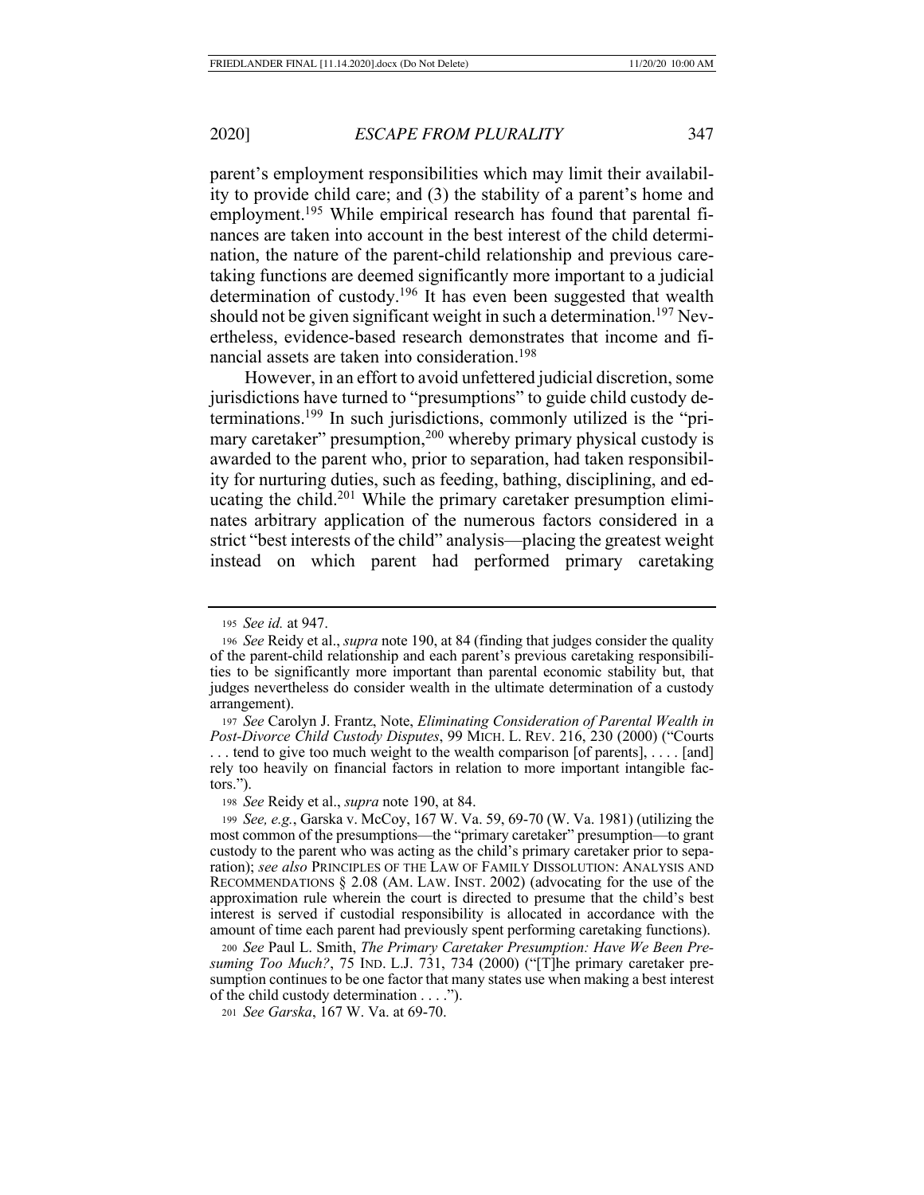parent's employment responsibilities which may limit their availability to provide child care; and (3) the stability of a parent's home and employment.[195] While empirical research has found that parental finances are taken into account in the best interest of the child determination, the nature of the parent-child relationship and previous caretaking functions are deemed significantly more important to a judicial determination of custody.[196] It has even been suggested that wealth should not be given significant weight in such a determination.[197] Nevertheless, evidence-based research demonstrates that income and financial assets are taken into consideration.[198]

However, in an effort to avoid unfettered judicial discretion, some jurisdictions have turned to "presumptions" to guide child custody determinations.[199] In such jurisdictions, commonly utilized is the "primary caretaker" presumption,[200] whereby primary physical custody is awarded to the parent who, prior to separation, had taken responsibility for nurturing duties, such as feeding, bathing, disciplining, and educating the child.[201] While the primary caretaker presumption eliminates arbitrary application of the numerous factors considered in a strict "best interests of the child" analysis—placing the greatest weight instead on which parent had performed primary caretaking

---

195 *See id.* at 947.

196 *See* Reidy et al., *supra* note 190, at 84 (finding that judges consider the quality of the parent-child relationship and each parent's previous caretaking responsibilities to be significantly more important than parental economic stability but, that judges nevertheless do consider wealth in the ultimate determination of a custody arrangement).

197 *See* Carolyn J. Frantz, Note, *Eliminating Consideration of Parental Wealth in Post-Divorce Child Custody Disputes*, 99 MICH. L. REV. 216, 230 (2000) ("Courts . . . tend to give too much weight to the wealth comparison [of parents], . . . . [and] rely too heavily on financial factors in relation to more important intangible factors.").

198 *See* Reidy et al., *supra* note 190, at 84.

199 *See, e.g.*, Garska v. McCoy, 167 W. Va. 59, 69-70 (W. Va. 1981) (utilizing the most common of the presumptions—the "primary caretaker" presumption—to grant custody to the parent who was acting as the child's primary caretaker prior to separation); *see also* PRINCIPLES OF THE LAW OF FAMILY DISSOLUTION: ANALYSIS AND RECOMMENDATIONS § 2.08 (AM. LAW. INST. 2002) (advocating for the use of the approximation rule wherein the court is directed to presume that the child's best interest is served if custodial responsibility is allocated in accordance with the amount of time each parent had previously spent performing caretaking functions).

200 *See* Paul L. Smith, *The Primary Caretaker Presumption: Have We Been Presuming Too Much?*, 75 IND. L.J. 731, 734 (2000) ("[T]he primary caretaker presumption continues to be one factor that many states use when making a best interest of the child custody determination . . . .").

201 *See Garska*, 167 W. Va. at 69-70.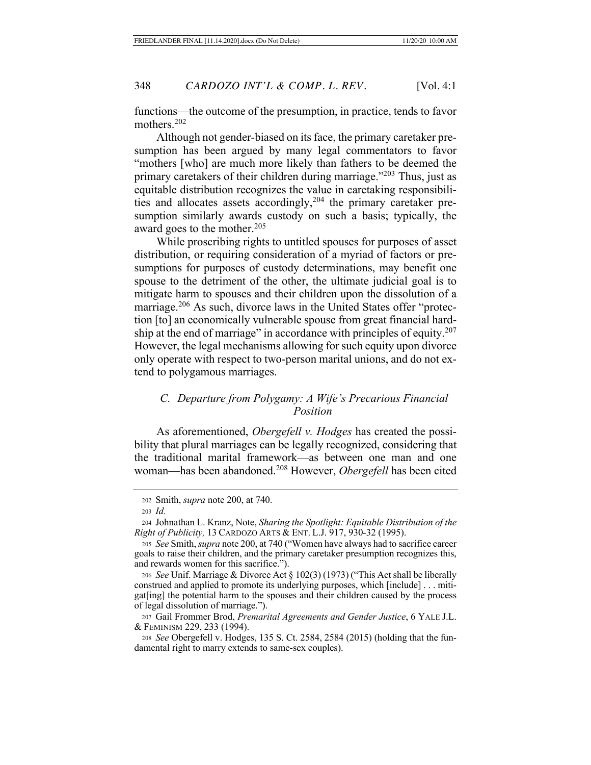functions—the outcome of the presumption, in practice, tends to favor mothers.[202]

Although not gender-biased on its face, the primary caretaker presumption has been argued by many legal commentators to favor "mothers [who] are much more likely than fathers to be deemed the primary caretakers of their children during marriage."[203] Thus, just as equitable distribution recognizes the value in caretaking responsibilities and allocates assets accordingly,[204] the primary caretaker presumption similarly awards custody on such a basis; typically, the award goes to the mother.[205]

While proscribing rights to untitled spouses for purposes of asset distribution, or requiring consideration of a myriad of factors or presumptions for purposes of custody determinations, may benefit one spouse to the detriment of the other, the ultimate judicial goal is to mitigate harm to spouses and their children upon the dissolution of a marriage.[206] As such, divorce laws in the United States offer "protection [to] an economically vulnerable spouse from great financial hardship at the end of marriage" in accordance with principles of equity.[207] However, the legal mechanisms allowing for such equity upon divorce only operate with respect to two-person marital unions, and do not extend to polygamous marriages.

### *C. Departure from Polygamy: A Wife's Precarious Financial Position*

As aforementioned, *Obergefell v. Hodges* has created the possibility that plural marriages can be legally recognized, considering that the traditional marital framework—as between one man and one woman—has been abandoned.[208] However, *Obergefell* has been cited

---

202 Smith, *supra* note 200, at 740.

203 *Id.*

204 Johnathan L. Kranz, Note, *Sharing the Spotlight: Equitable Distribution of the Right of Publicity,* 13 CARDOZO ARTS & ENT. L.J. 917, 930-32 (1995).

205 *See* Smith, *supra* note 200, at 740 ("Women have always had to sacrifice career goals to raise their children, and the primary caretaker presumption recognizes this, and rewards women for this sacrifice.").

206 *See* Unif. Marriage & Divorce Act § 102(3) (1973) ("This Act shall be liberally construed and applied to promote its underlying purposes, which [include] . . . mitigat[ing] the potential harm to the spouses and their children caused by the process of legal dissolution of marriage.").

207 Gail Frommer Brod, *Premarital Agreements and Gender Justice*, 6 YALE J.L. & FEMINISM 229, 233 (1994).

208 *See* Obergefell v. Hodges, 135 S. Ct. 2584, 2584 (2015) (holding that the fundamental right to marry extends to same-sex couples).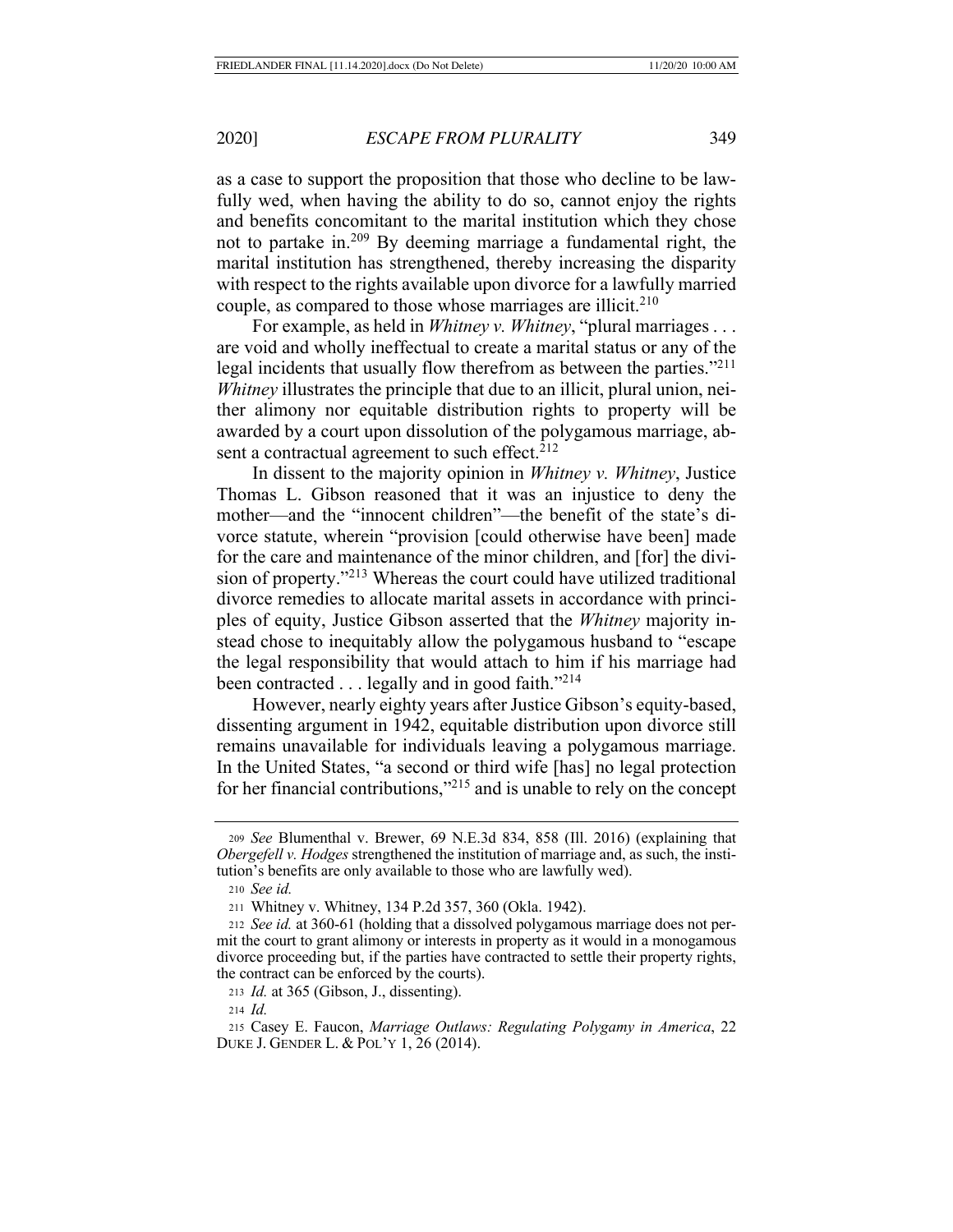as a case to support the proposition that those who decline to be lawfully wed, when having the ability to do so, cannot enjoy the rights and benefits concomitant to the marital institution which they chose not to partake in.[209] By deeming marriage a fundamental right, the marital institution has strengthened, thereby increasing the disparity with respect to the rights available upon divorce for a lawfully married couple, as compared to those whose marriages are illicit.[210]

For example, as held in *Whitney v. Whitney*, "plural marriages . . . are void and wholly ineffectual to create a marital status or any of the legal incidents that usually flow therefrom as between the parties."[211] *Whitney* illustrates the principle that due to an illicit, plural union, neither alimony nor equitable distribution rights to property will be awarded by a court upon dissolution of the polygamous marriage, absent a contractual agreement to such effect.[212]

In dissent to the majority opinion in *Whitney v. Whitney*, Justice Thomas L. Gibson reasoned that it was an injustice to deny the mother—and the "innocent children"—the benefit of the state's divorce statute, wherein "provision [could otherwise have been] made for the care and maintenance of the minor children, and [for] the division of property."[213] Whereas the court could have utilized traditional divorce remedies to allocate marital assets in accordance with principles of equity, Justice Gibson asserted that the *Whitney* majority instead chose to inequitably allow the polygamous husband to "escape the legal responsibility that would attach to him if his marriage had been contracted . . . legally and in good faith."[214]

However, nearly eighty years after Justice Gibson's equity-based, dissenting argument in 1942, equitable distribution upon divorce still remains unavailable for individuals leaving a polygamous marriage. In the United States, "a second or third wife [has] no legal protection for her financial contributions,"[215] and is unable to rely on the concept

---

209 *See* Blumenthal v. Brewer, 69 N.E.3d 834, 858 (Ill. 2016) (explaining that *Obergefell v. Hodges* strengthened the institution of marriage and, as such, the institution's benefits are only available to those who are lawfully wed).

210 *See id.*

211 Whitney v. Whitney, 134 P.2d 357, 360 (Okla. 1942).

212 *See id.* at 360-61 (holding that a dissolved polygamous marriage does not permit the court to grant alimony or interests in property as it would in a monogamous divorce proceeding but, if the parties have contracted to settle their property rights, the contract can be enforced by the courts).

213 *Id.* at 365 (Gibson, J., dissenting).

214 *Id.*

215 Casey E. Faucon, *Marriage Outlaws: Regulating Polygamy in America*, 22 DUKE J. GENDER L. & POL'Y 1, 26 (2014).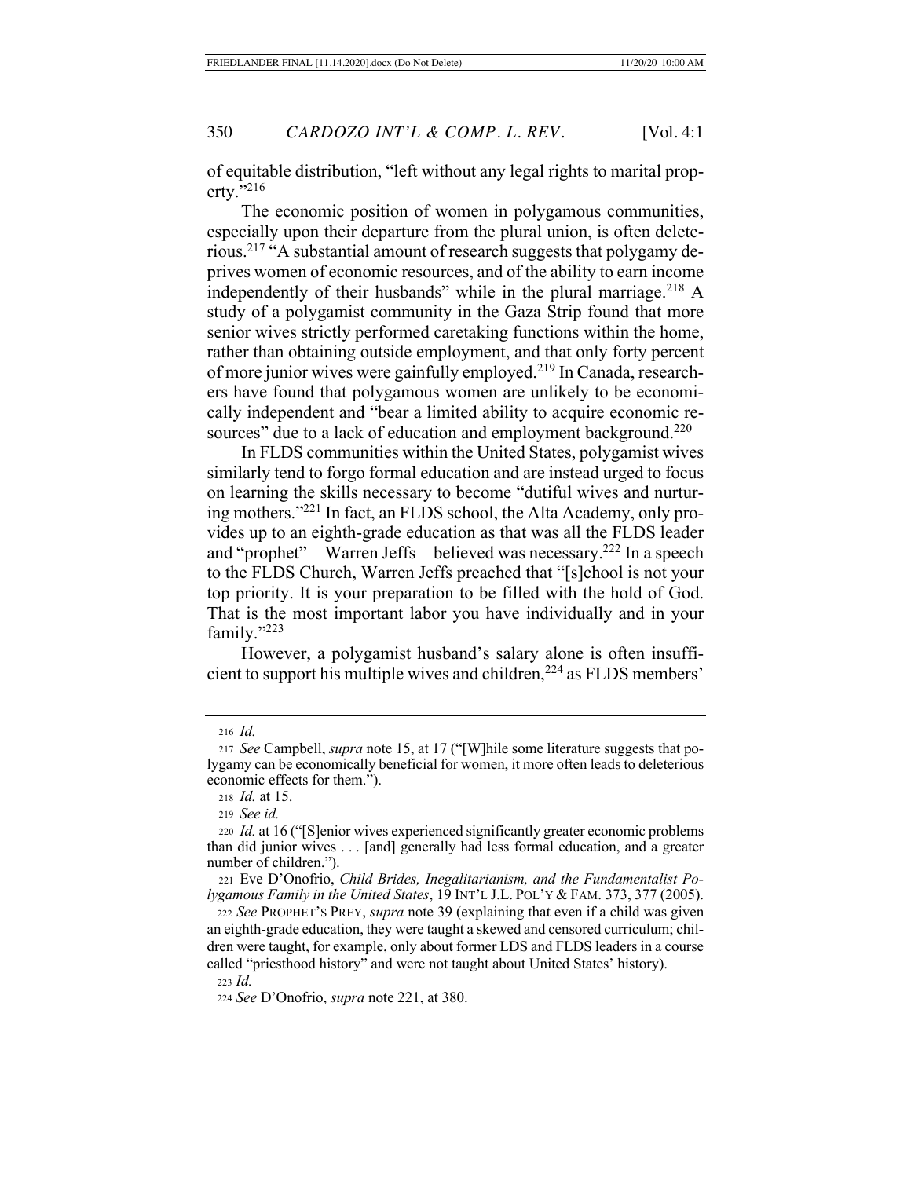of equitable distribution, "left without any legal rights to marital property."[216]

The economic position of women in polygamous communities, especially upon their departure from the plural union, is often deleterious.[217] "A substantial amount of research suggests that polygamy deprives women of economic resources, and of the ability to earn income independently of their husbands" while in the plural marriage.[218] A study of a polygamist community in the Gaza Strip found that more senior wives strictly performed caretaking functions within the home, rather than obtaining outside employment, and that only forty percent of more junior wives were gainfully employed.[219] In Canada, researchers have found that polygamous women are unlikely to be economically independent and "bear a limited ability to acquire economic resources" due to a lack of education and employment background.[220]

In FLDS communities within the United States, polygamist wives similarly tend to forgo formal education and are instead urged to focus on learning the skills necessary to become "dutiful wives and nurturing mothers."[221] In fact, an FLDS school, the Alta Academy, only provides up to an eighth-grade education as that was all the FLDS leader and "prophet"—Warren Jeffs—believed was necessary.[222] In a speech to the FLDS Church, Warren Jeffs preached that "[s]chool is not your top priority. It is your preparation to be filled with the hold of God. That is the most important labor you have individually and in your family."[223]

However, a polygamist husband's salary alone is often insufficient to support his multiple wives and children,[224] as FLDS members'

---

[216] *Id.*

[217] *See* Campbell, *supra* note 15, at 17 ("[W]hile some literature suggests that polygamy can be economically beneficial for women, it more often leads to deleterious economic effects for them.").

[218] *Id.* at 15.

[219] *See id.*

[220] *Id.* at 16 ("[S]enior wives experienced significantly greater economic problems than did junior wives . . . [and] generally had less formal education, and a greater number of children.").

[221] Eve D'Onofrio, *Child Brides, Inegalitarianism, and the Fundamentalist Polygamous Family in the United States*, 19 INT'L J.L. POL'Y & FAM. 373, 377 (2005).

[222] *See* PROPHET'S PREY, *supra* note 39 (explaining that even if a child was given an eighth-grade education, they were taught a skewed and censored curriculum; children were taught, for example, only about former LDS and FLDS leaders in a course called "priesthood history" and were not taught about United States' history).

[223] *Id.*

[224] *See* D'Onofrio, *supra* note 221, at 380.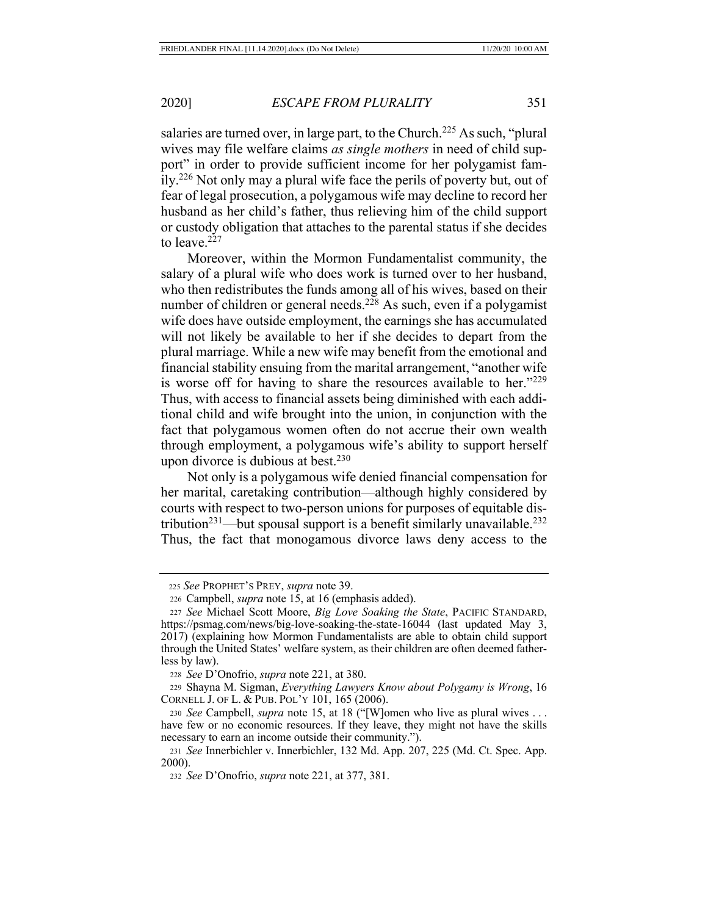salaries are turned over, in large part, to the Church.[225] As such, "plural wives may file welfare claims *as single mothers* in need of child support" in order to provide sufficient income for her polygamist family.[226] Not only may a plural wife face the perils of poverty but, out of fear of legal prosecution, a polygamous wife may decline to record her husband as her child's father, thus relieving him of the child support or custody obligation that attaches to the parental status if she decides to leave.[227]

Moreover, within the Mormon Fundamentalist community, the salary of a plural wife who does work is turned over to her husband, who then redistributes the funds among all of his wives, based on their number of children or general needs.[228] As such, even if a polygamist wife does have outside employment, the earnings she has accumulated will not likely be available to her if she decides to depart from the plural marriage. While a new wife may benefit from the emotional and financial stability ensuing from the marital arrangement, "another wife is worse off for having to share the resources available to her."[229] Thus, with access to financial assets being diminished with each additional child and wife brought into the union, in conjunction with the fact that polygamous women often do not accrue their own wealth through employment, a polygamous wife's ability to support herself upon divorce is dubious at best.[230]

Not only is a polygamous wife denied financial compensation for her marital, caretaking contribution—although highly considered by courts with respect to two-person unions for purposes of equitable distribution[231]—but spousal support is a benefit similarly unavailable.[232] Thus, the fact that monogamous divorce laws deny access to the

---

225 *See* PROPHET'S PREY, *supra* note 39.

226 Campbell, *supra* note 15, at 16 (emphasis added).

227 *See* Michael Scott Moore, *Big Love Soaking the State*, PACIFIC STANDARD, https://psmag.com/news/big-love-soaking-the-state-16044 (last updated May 3, 2017) (explaining how Mormon Fundamentalists are able to obtain child support through the United States' welfare system, as their children are often deemed fatherless by law).

228 *See* D'Onofrio, *supra* note 221, at 380.

229 Shayna M. Sigman, *Everything Lawyers Know about Polygamy is Wrong*, 16 CORNELL J. OF L. & PUB. POL'Y 101, 165 (2006).

230 *See* Campbell, *supra* note 15, at 18 ("[W]omen who live as plural wives . . . have few or no economic resources. If they leave, they might not have the skills necessary to earn an income outside their community.").

231 *See* Innerbichler v. Innerbichler, 132 Md. App. 207, 225 (Md. Ct. Spec. App. 2000).

232 *See* D'Onofrio, *supra* note 221, at 377, 381.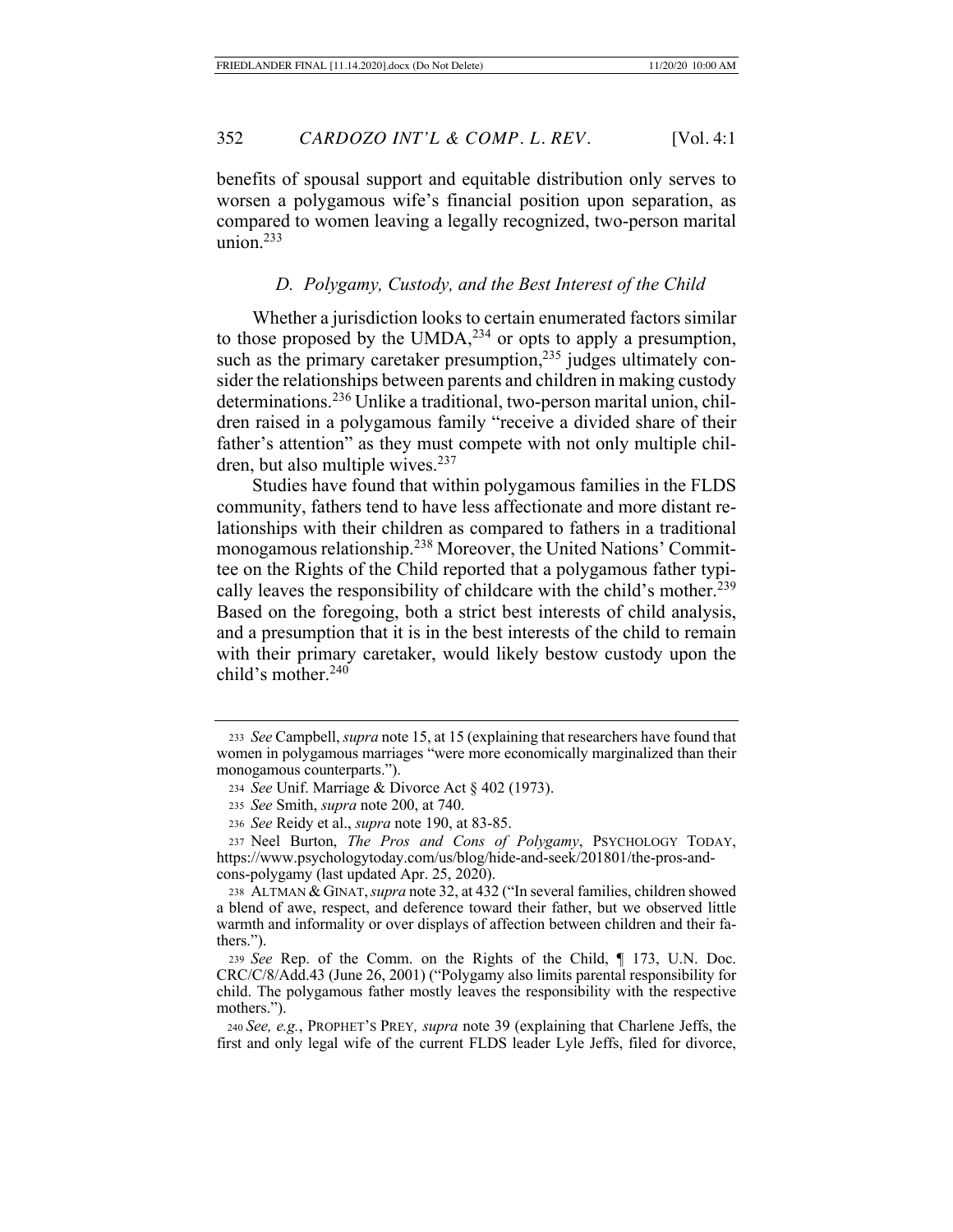benefits of spousal support and equitable distribution only serves to worsen a polygamous wife's financial position upon separation, as compared to women leaving a legally recognized, two-person marital union.[233]

### *D. Polygamy, Custody, and the Best Interest of the Child*

Whether a jurisdiction looks to certain enumerated factors similar to those proposed by the UMDA,[234] or opts to apply a presumption, such as the primary caretaker presumption,[235] judges ultimately consider the relationships between parents and children in making custody determinations.[236] Unlike a traditional, two-person marital union, children raised in a polygamous family "receive a divided share of their father's attention" as they must compete with not only multiple children, but also multiple wives.[237]

Studies have found that within polygamous families in the FLDS community, fathers tend to have less affectionate and more distant relationships with their children as compared to fathers in a traditional monogamous relationship.[238] Moreover, the United Nations' Committee on the Rights of the Child reported that a polygamous father typically leaves the responsibility of childcare with the child's mother.[239] Based on the foregoing, both a strict best interests of child analysis, and a presumption that it is in the best interests of the child to remain with their primary caretaker, would likely bestow custody upon the child's mother.[240]

---

233 *See* Campbell, *supra* note 15, at 15 (explaining that researchers have found that women in polygamous marriages "were more economically marginalized than their monogamous counterparts.").

234 *See* Unif. Marriage & Divorce Act § 402 (1973).

235 *See* Smith, *supra* note 200, at 740.

236 *See* Reidy et al., *supra* note 190, at 83-85.

237 Neel Burton, *The Pros and Cons of Polygamy*, PSYCHOLOGY TODAY, https://www.psychologytoday.com/us/blog/hide-and-seek/201801/the-pros-and-cons-polygamy (last updated Apr. 25, 2020).

238 ALTMAN & GINAT, *supra* note 32, at 432 ("In several families, children showed a blend of awe, respect, and deference toward their father, but we observed little warmth and informality or over displays of affection between children and their fathers.").

239 *See* Rep. of the Comm. on the Rights of the Child, ¶ 173, U.N. Doc. CRC/C/8/Add.43 (June 26, 2001) ("Polygamy also limits parental responsibility for child. The polygamous father mostly leaves the responsibility with the respective mothers.").

240 *See, e.g.*, PROPHET'S PREY*, supra* note 39 (explaining that Charlene Jeffs, the first and only legal wife of the current FLDS leader Lyle Jeffs, filed for divorce,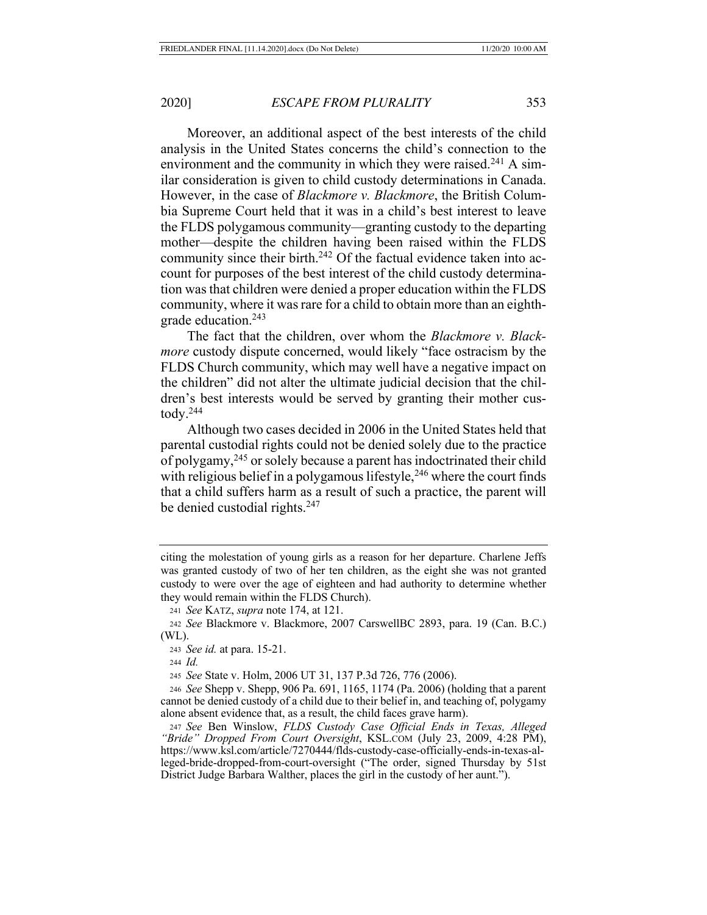Moreover, an additional aspect of the best interests of the child analysis in the United States concerns the child's connection to the environment and the community in which they were raised.[241] A similar consideration is given to child custody determinations in Canada. However, in the case of *Blackmore v. Blackmore*, the British Columbia Supreme Court held that it was in a child's best interest to leave the FLDS polygamous community—granting custody to the departing mother—despite the children having been raised within the FLDS community since their birth.[242] Of the factual evidence taken into account for purposes of the best interest of the child custody determination was that children were denied a proper education within the FLDS community, where it was rare for a child to obtain more than an eighth-grade education.[243]

The fact that the children, over whom the *Blackmore v. Blackmore* custody dispute concerned, would likely "face ostracism by the FLDS Church community, which may well have a negative impact on the children" did not alter the ultimate judicial decision that the children's best interests would be served by granting their mother custody.[244]

Although two cases decided in 2006 in the United States held that parental custodial rights could not be denied solely due to the practice of polygamy,[245] or solely because a parent has indoctrinated their child with religious belief in a polygamous lifestyle,[246] where the court finds that a child suffers harm as a result of such a practice, the parent will be denied custodial rights.[247]

---

citing the molestation of young girls as a reason for her departure. Charlene Jeffs was granted custody of two of her ten children, as the eight she was not granted custody to were over the age of eighteen and had authority to determine whether they would remain within the FLDS Church).

241 *See* KATZ, *supra* note 174, at 121.

242 *See* Blackmore v. Blackmore, 2007 CarswellBC 2893, para. 19 (Can. B.C.) (WL).

243 *See id.* at para. 15-21.

244 *Id.*

245 *See* State v. Holm, 2006 UT 31, 137 P.3d 726, 776 (2006).

246 *See* Shepp v. Shepp, 906 Pa. 691, 1165, 1174 (Pa. 2006) (holding that a parent cannot be denied custody of a child due to their belief in, and teaching of, polygamy alone absent evidence that, as a result, the child faces grave harm).

247 *See* Ben Winslow, *FLDS Custody Case Official Ends in Texas, Alleged "Bride" Dropped From Court Oversight*, KSL.COM (July 23, 2009, 4:28 PM), https://www.ksl.com/article/7270444/flds-custody-case-officially-ends-in-texas-alleged-bride-dropped-from-court-oversight ("The order, signed Thursday by 51st District Judge Barbara Walther, places the girl in the custody of her aunt.").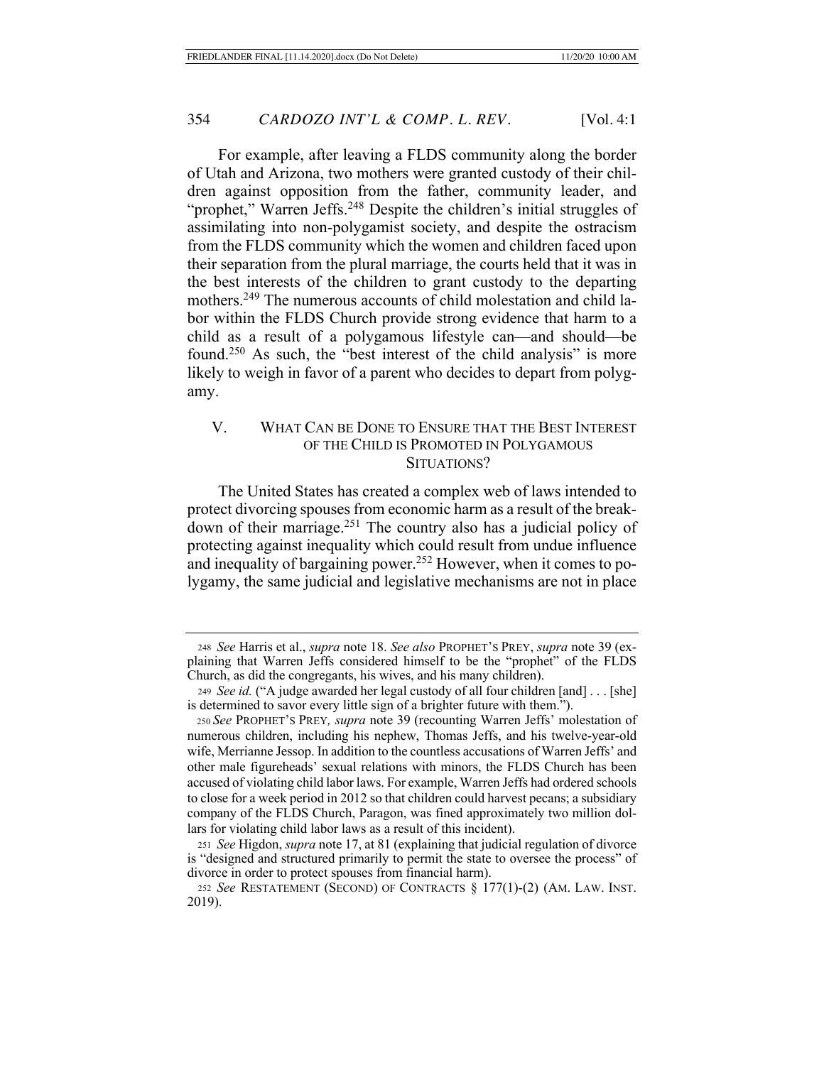For example, after leaving a FLDS community along the border of Utah and Arizona, two mothers were granted custody of their children against opposition from the father, community leader, and "prophet," Warren Jeffs.[248] Despite the children's initial struggles of assimilating into non-polygamist society, and despite the ostracism from the FLDS community which the women and children faced upon their separation from the plural marriage, the courts held that it was in the best interests of the children to grant custody to the departing mothers.[249] The numerous accounts of child molestation and child labor within the FLDS Church provide strong evidence that harm to a child as a result of a polygamous lifestyle can—and should—be found.[250] As such, the "best interest of the child analysis" is more likely to weigh in favor of a parent who decides to depart from polygamy.

## V. WHAT CAN BE DONE TO ENSURE THAT THE BEST INTEREST OF THE CHILD IS PROMOTED IN POLYGAMOUS SITUATIONS?

The United States has created a complex web of laws intended to protect divorcing spouses from economic harm as a result of the breakdown of their marriage.[251] The country also has a judicial policy of protecting against inequality which could result from undue influence and inequality of bargaining power.[252] However, when it comes to polygamy, the same judicial and legislative mechanisms are not in place

---

248 *See* Harris et al., *supra* note 18. *See also* PROPHET'S PREY, *supra* note 39 (explaining that Warren Jeffs considered himself to be the "prophet" of the FLDS Church, as did the congregants, his wives, and his many children).

249 *See id.* ("A judge awarded her legal custody of all four children [and] . . . [she] is determined to savor every little sign of a brighter future with them.").

250 *See* PROPHET'S PREY, *supra* note 39 (recounting Warren Jeffs' molestation of numerous children, including his nephew, Thomas Jeffs, and his twelve-year-old wife, Merrianne Jessop. In addition to the countless accusations of Warren Jeffs' and other male figureheads' sexual relations with minors, the FLDS Church has been accused of violating child labor laws. For example, Warren Jeffs had ordered schools to close for a week period in 2012 so that children could harvest pecans; a subsidiary company of the FLDS Church, Paragon, was fined approximately two million dollars for violating child labor laws as a result of this incident).

251 *See* Higdon, *supra* note 17, at 81 (explaining that judicial regulation of divorce is "designed and structured primarily to permit the state to oversee the process" of divorce in order to protect spouses from financial harm).

252 *See* RESTATEMENT (SECOND) OF CONTRACTS § 177(1)-(2) (AM. LAW. INST. 2019).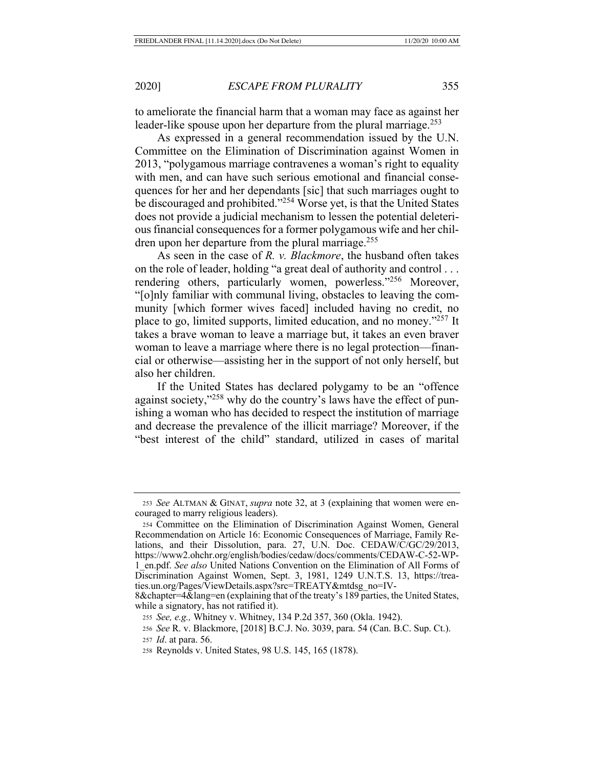to ameliorate the financial harm that a woman may face as against her leader-like spouse upon her departure from the plural marriage.[253]

As expressed in a general recommendation issued by the U.N. Committee on the Elimination of Discrimination against Women in 2013, "polygamous marriage contravenes a woman's right to equality with men, and can have such serious emotional and financial consequences for her and her dependants [sic] that such marriages ought to be discouraged and prohibited."[254] Worse yet, is that the United States does not provide a judicial mechanism to lessen the potential deleterious financial consequences for a former polygamous wife and her children upon her departure from the plural marriage.[255]

As seen in the case of *R. v. Blackmore*, the husband often takes on the role of leader, holding "a great deal of authority and control . . . rendering others, particularly women, powerless."[256] Moreover, "[o]nly familiar with communal living, obstacles to leaving the community [which former wives faced] included having no credit, no place to go, limited supports, limited education, and no money."[257] It takes a brave woman to leave a marriage but, it takes an even braver woman to leave a marriage where there is no legal protection—financial or otherwise—assisting her in the support of not only herself, but also her children.

If the United States has declared polygamy to be an "offence against society,"[258] why do the country's laws have the effect of punishing a woman who has decided to respect the institution of marriage and decrease the prevalence of the illicit marriage? Moreover, if the "best interest of the child" standard, utilized in cases of marital

---

253 *See* ALTMAN & GINAT, *supra* note 32, at 3 (explaining that women were encouraged to marry religious leaders).

254 Committee on the Elimination of Discrimination Against Women, General Recommendation on Article 16: Economic Consequences of Marriage, Family Relations, and their Dissolution, para. 27, U.N. Doc. CEDAW/C/GC/29/2013, https://www2.ohchr.org/english/bodies/cedaw/docs/comments/CEDAW-C-52-WP-1_en.pdf. *See also* United Nations Convention on the Elimination of All Forms of Discrimination Against Women, Sept. 3, 1981, 1249 U.N.T.S. 13, https://treaties.un.org/Pages/ViewDetails.aspx?src=TREATY&mtdsg_no=IV-8&chapter=4&lang=en (explaining that of the treaty's 189 parties, the United States, while a signatory, has not ratified it).

255 *See, e.g.,* Whitney v. Whitney, 134 P.2d 357, 360 (Okla. 1942).

256 *See* R. v. Blackmore, [2018] B.C.J. No. 3039, para. 54 (Can. B.C. Sup. Ct.).

257 *Id*. at para. 56.

258 Reynolds v. United States, 98 U.S. 145, 165 (1878).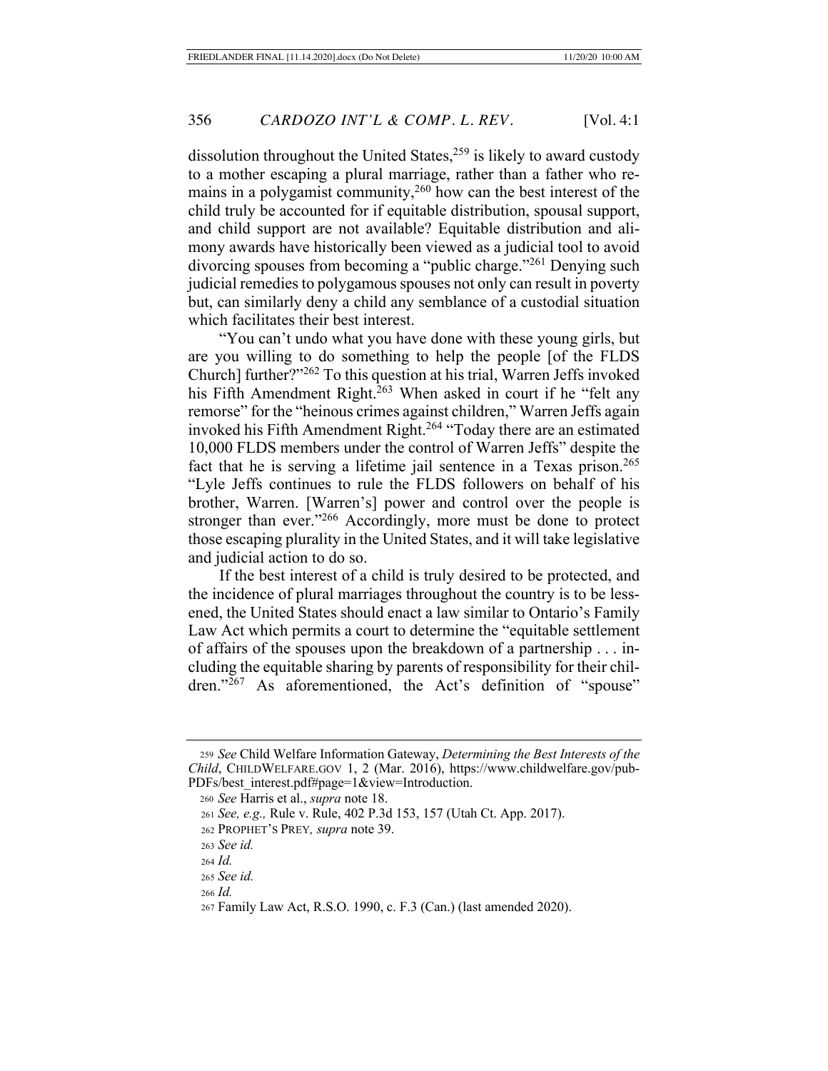dissolution throughout the United States,[259] is likely to award custody to a mother escaping a plural marriage, rather than a father who remains in a polygamist community,[260] how can the best interest of the child truly be accounted for if equitable distribution, spousal support, and child support are not available? Equitable distribution and alimony awards have historically been viewed as a judicial tool to avoid divorcing spouses from becoming a "public charge."[261] Denying such judicial remedies to polygamous spouses not only can result in poverty but, can similarly deny a child any semblance of a custodial situation which facilitates their best interest.

"You can't undo what you have done with these young girls, but are you willing to do something to help the people [of the FLDS Church] further?"[262] To this question at his trial, Warren Jeffs invoked his Fifth Amendment Right.[263] When asked in court if he "felt any remorse" for the "heinous crimes against children," Warren Jeffs again invoked his Fifth Amendment Right.[264] "Today there are an estimated 10,000 FLDS members under the control of Warren Jeffs" despite the fact that he is serving a lifetime jail sentence in a Texas prison.[265] "Lyle Jeffs continues to rule the FLDS followers on behalf of his brother, Warren. [Warren's] power and control over the people is stronger than ever."[266] Accordingly, more must be done to protect those escaping plurality in the United States, and it will take legislative and judicial action to do so.

If the best interest of a child is truly desired to be protected, and the incidence of plural marriages throughout the country is to be lessened, the United States should enact a law similar to Ontario's Family Law Act which permits a court to determine the "equitable settlement of affairs of the spouses upon the breakdown of a partnership . . . including the equitable sharing by parents of responsibility for their children."[267] As aforementioned, the Act's definition of "spouse"

---

259 *See* Child Welfare Information Gateway, *Determining the Best Interests of the Child*, CHILDWELFARE.GOV 1, 2 (Mar. 2016), https://www.childwelfare.gov/pubPDFs/best_interest.pdf#page=1&view=Introduction.

260 *See* Harris et al., *supra* note 18.

261 *See, e.g.,* Rule v. Rule, 402 P.3d 153, 157 (Utah Ct. App. 2017).

262 PROPHET'S PREY, *supra* note 39.

263 *See id.*

264 *Id.*

265 *See id.*

266 *Id.*

267 Family Law Act, R.S.O. 1990, c. F.3 (Can.) (last amended 2020).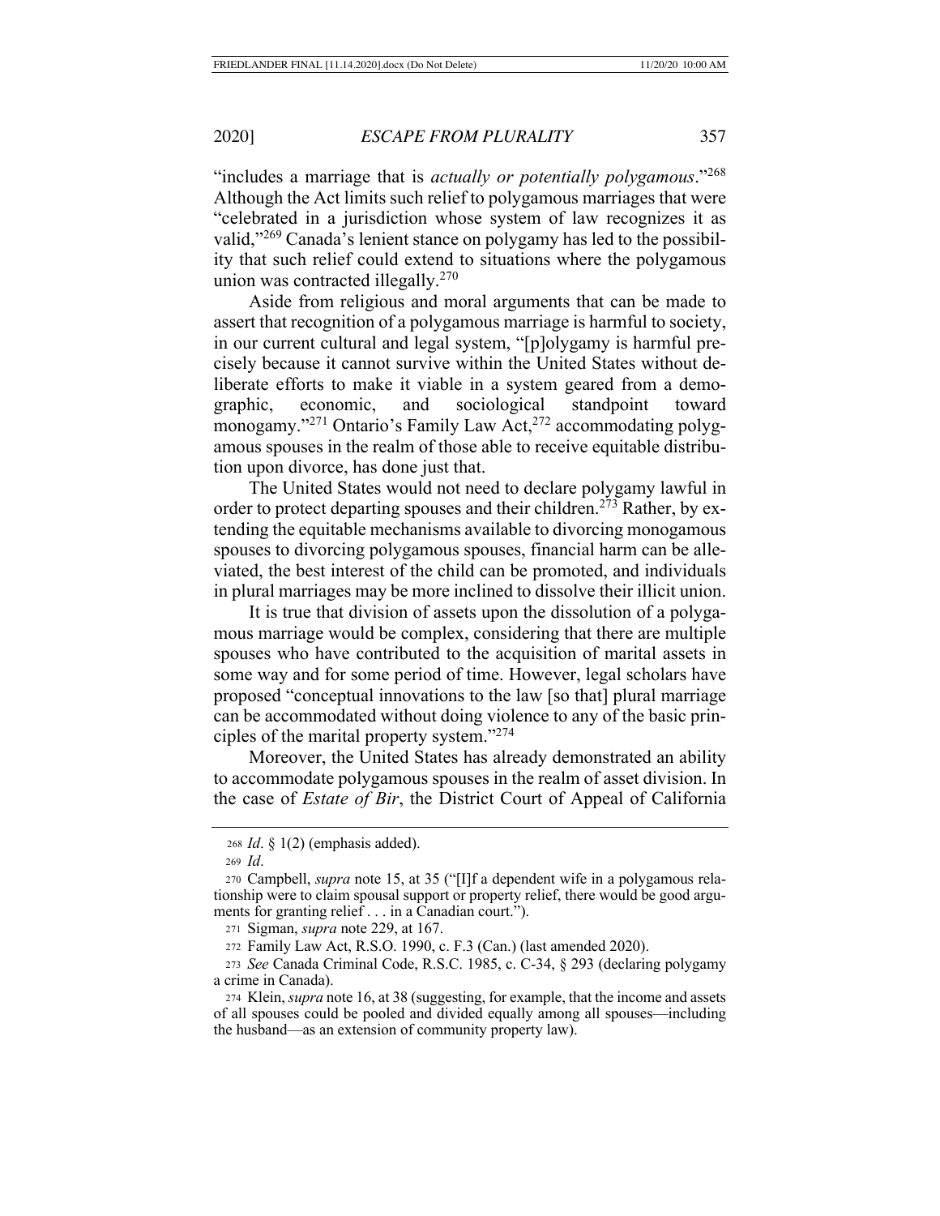"includes a marriage that is *actually or potentially polygamous*."[268] Although the Act limits such relief to polygamous marriages that were "celebrated in a jurisdiction whose system of law recognizes it as valid,"[269] Canada's lenient stance on polygamy has led to the possibility that such relief could extend to situations where the polygamous union was contracted illegally.[270]

Aside from religious and moral arguments that can be made to assert that recognition of a polygamous marriage is harmful to society, in our current cultural and legal system, "[p]olygamy is harmful precisely because it cannot survive within the United States without deliberate efforts to make it viable in a system geared from a demographic, economic, and sociological standpoint toward monogamy."[271] Ontario's Family Law Act,[272] accommodating polygamous spouses in the realm of those able to receive equitable distribution upon divorce, has done just that.

The United States would not need to declare polygamy lawful in order to protect departing spouses and their children.[273] Rather, by extending the equitable mechanisms available to divorcing monogamous spouses to divorcing polygamous spouses, financial harm can be alleviated, the best interest of the child can be promoted, and individuals in plural marriages may be more inclined to dissolve their illicit union.

It is true that division of assets upon the dissolution of a polygamous marriage would be complex, considering that there are multiple spouses who have contributed to the acquisition of marital assets in some way and for some period of time. However, legal scholars have proposed "conceptual innovations to the law [so that] plural marriage can be accommodated without doing violence to any of the basic principles of the marital property system."[274]

Moreover, the United States has already demonstrated an ability to accommodate polygamous spouses in the realm of asset division. In the case of *Estate of Bir*, the District Court of Appeal of California

---

268 *Id*. § 1(2) (emphasis added).

269 *Id*.

270 Campbell, *supra* note 15, at 35 ("[I]f a dependent wife in a polygamous relationship were to claim spousal support or property relief, there would be good arguments for granting relief . . . in a Canadian court.").

271 Sigman, *supra* note 229, at 167.

272 Family Law Act, R.S.O. 1990, c. F.3 (Can.) (last amended 2020).

273 *See* Canada Criminal Code, R.S.C. 1985, c. C-34, § 293 (declaring polygamy a crime in Canada).

274 Klein, *supra* note 16, at 38 (suggesting, for example, that the income and assets of all spouses could be pooled and divided equally among all spouses—including the husband—as an extension of community property law).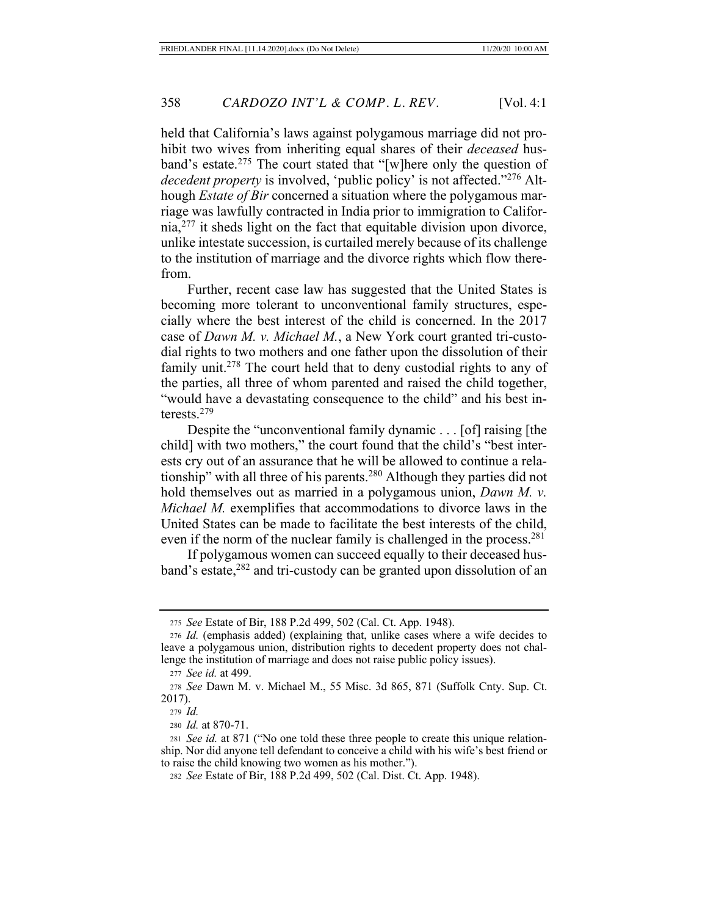held that California's laws against polygamous marriage did not prohibit two wives from inheriting equal shares of their *deceased* husband's estate.[275] The court stated that "[w]here only the question of *decedent property* is involved, 'public policy' is not affected."[276] Although *Estate of Bir* concerned a situation where the polygamous marriage was lawfully contracted in India prior to immigration to California,[277] it sheds light on the fact that equitable division upon divorce, unlike intestate succession, is curtailed merely because of its challenge to the institution of marriage and the divorce rights which flow therefrom.

Further, recent case law has suggested that the United States is becoming more tolerant to unconventional family structures, especially where the best interest of the child is concerned. In the 2017 case of *Dawn M. v. Michael M.*, a New York court granted tri-custodial rights to two mothers and one father upon the dissolution of their family unit.[278] The court held that to deny custodial rights to any of the parties, all three of whom parented and raised the child together, "would have a devastating consequence to the child" and his best interests.[279]

Despite the "unconventional family dynamic . . . [of] raising [the child] with two mothers," the court found that the child's "best interests cry out of an assurance that he will be allowed to continue a relationship" with all three of his parents.[280] Although they parties did not hold themselves out as married in a polygamous union, *Dawn M. v. Michael M.* exemplifies that accommodations to divorce laws in the United States can be made to facilitate the best interests of the child, even if the norm of the nuclear family is challenged in the process.[281]

If polygamous women can succeed equally to their deceased husband's estate,[282] and tri-custody can be granted upon dissolution of an

---

[275] *See* Estate of Bir, 188 P.2d 499, 502 (Cal. Ct. App. 1948).

[276] *Id.* (emphasis added) (explaining that, unlike cases where a wife decides to leave a polygamous union, distribution rights to decedent property does not challenge the institution of marriage and does not raise public policy issues).

[277] *See id.* at 499.

[278] *See* Dawn M. v. Michael M., 55 Misc. 3d 865, 871 (Suffolk Cnty. Sup. Ct. 2017).

[279] *Id.*

[280] *Id.* at 870-71.

[281] *See id.* at 871 ("No one told these three people to create this unique relationship. Nor did anyone tell defendant to conceive a child with his wife's best friend or to raise the child knowing two women as his mother.").

[282] *See* Estate of Bir, 188 P.2d 499, 502 (Cal. Dist. Ct. App. 1948).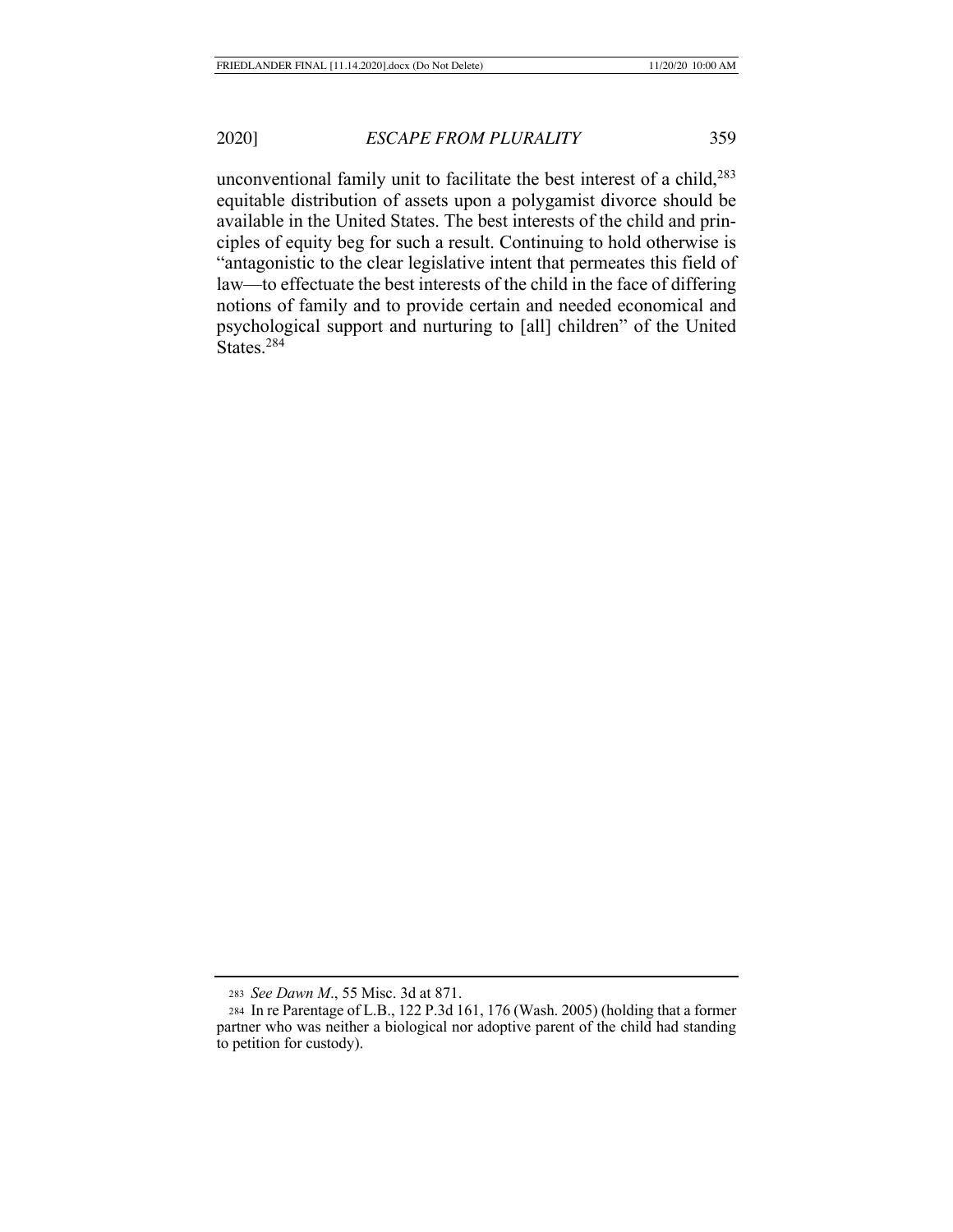unconventional family unit to facilitate the best interest of a child,[283] equitable distribution of assets upon a polygamist divorce should be available in the United States. The best interests of the child and principles of equity beg for such a result. Continuing to hold otherwise is "antagonistic to the clear legislative intent that permeates this field of law—to effectuate the best interests of the child in the face of differing notions of family and to provide certain and needed economical and psychological support and nurturing to [all] children" of the United States.[284]

---

[283] *See Dawn M.*, 55 Misc. 3d at 871.

[284] In re Parentage of L.B., 122 P.3d 161, 176 (Wash. 2005) (holding that a former partner who was neither a biological nor adoptive parent of the child had standing to petition for custody).